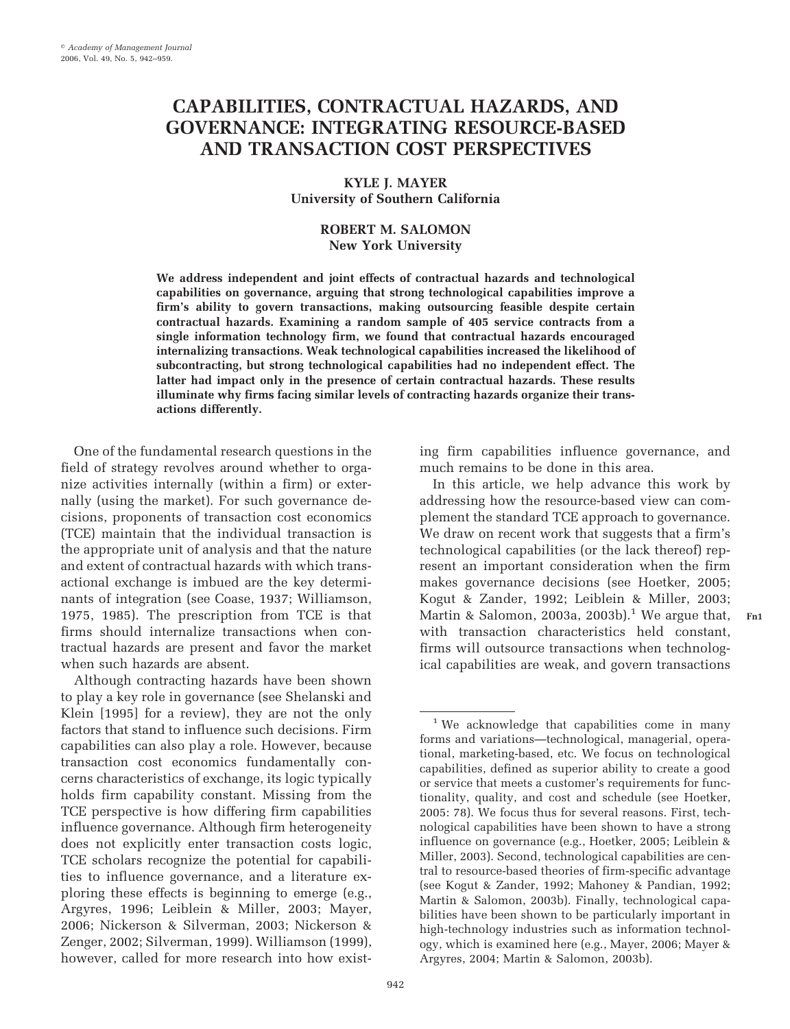# CAPABILITIES, CONTRACTUAL HAZARDS, AND GOVERNANCE: INTEGRATING RESOURCE-BASED AND TRANSACTION COST PERSPECTIVES

**KYLE J. MAYER**
**University of Southern California**

**ROBERT M. SALOMON**
**New York University**

**We address independent and joint effects of contractual hazards and technological capabilities on governance, arguing that strong technological capabilities improve a firm's ability to govern transactions, making outsourcing feasible despite certain contractual hazards. Examining a random sample of 405 service contracts from a single information technology firm, we found that contractual hazards encouraged internalizing transactions. Weak technological capabilities increased the likelihood of subcontracting, but strong technological capabilities had no independent effect. The latter had impact only in the presence of certain contractual hazards. These results illuminate why firms facing similar levels of contracting hazards organize their transactions differently.**

One of the fundamental research questions in the field of strategy revolves around whether to organize activities internally (within a firm) or externally (using the market). For such governance decisions, proponents of transaction cost economics (TCE) maintain that the individual transaction is the appropriate unit of analysis and that the nature and extent of contractual hazards with which transactional exchange is imbued are the key determinants of integration (see Coase, 1937; Williamson, 1975, 1985). The prescription from TCE is that firms should internalize transactions when contractual hazards are present and favor the market when such hazards are absent.

Although contracting hazards have been shown to play a key role in governance (see Shelanski and Klein [1995] for a review), they are not the only factors that stand to influence such decisions. Firm capabilities can also play a role. However, because transaction cost economics fundamentally concerns characteristics of exchange, its logic typically holds firm capability constant. Missing from the TCE perspective is how differing firm capabilities influence governance. Although firm heterogeneity does not explicitly enter transaction costs logic, TCE scholars recognize the potential for capabilities to influence governance, and a literature exploring these effects is beginning to emerge (e.g., Argyres, 1996; Leiblein & Miller, 2003; Mayer, 2006; Nickerson & Silverman, 2003; Nickerson & Zenger, 2002; Silverman, 1999). Williamson (1999), however, called for more research into how existing firm capabilities influence governance, and much remains to be done in this area.

In this article, we help advance this work by addressing how the resource-based view can complement the standard TCE approach to governance. We draw on recent work that suggests that a firm's technological capabilities (or the lack thereof) represent an important consideration when the firm makes governance decisions (see Hoetker, 2005; Kogut & Zander, 1992; Leiblein & Miller, 2003; Martin & Salomon, 2003a, 2003b).[1] We argue that, with transaction characteristics held constant, firms will outsource transactions when technological capabilities are weak, and govern transactions

---

[1] We acknowledge that capabilities come in many forms and variations—technological, managerial, operational, marketing-based, etc. We focus on technological capabilities, defined as superior ability to create a good or service that meets a customer's requirements for functionality, quality, and cost and schedule (see Hoetker, 2005: 78). We focus thus for several reasons. First, technological capabilities have been shown to have a strong influence on governance (e.g., Hoetker, 2005; Leiblein & Miller, 2003). Second, technological capabilities are central to resource-based theories of firm-specific advantage (see Kogut & Zander, 1992; Mahoney & Pandian, 1992; Martin & Salomon, 2003b). Finally, technological capabilities have been shown to be particularly important in high-technology industries such as information technology, which is examined here (e.g., Mayer, 2006; Mayer & Argyres, 2004; Martin & Salomon, 2003b).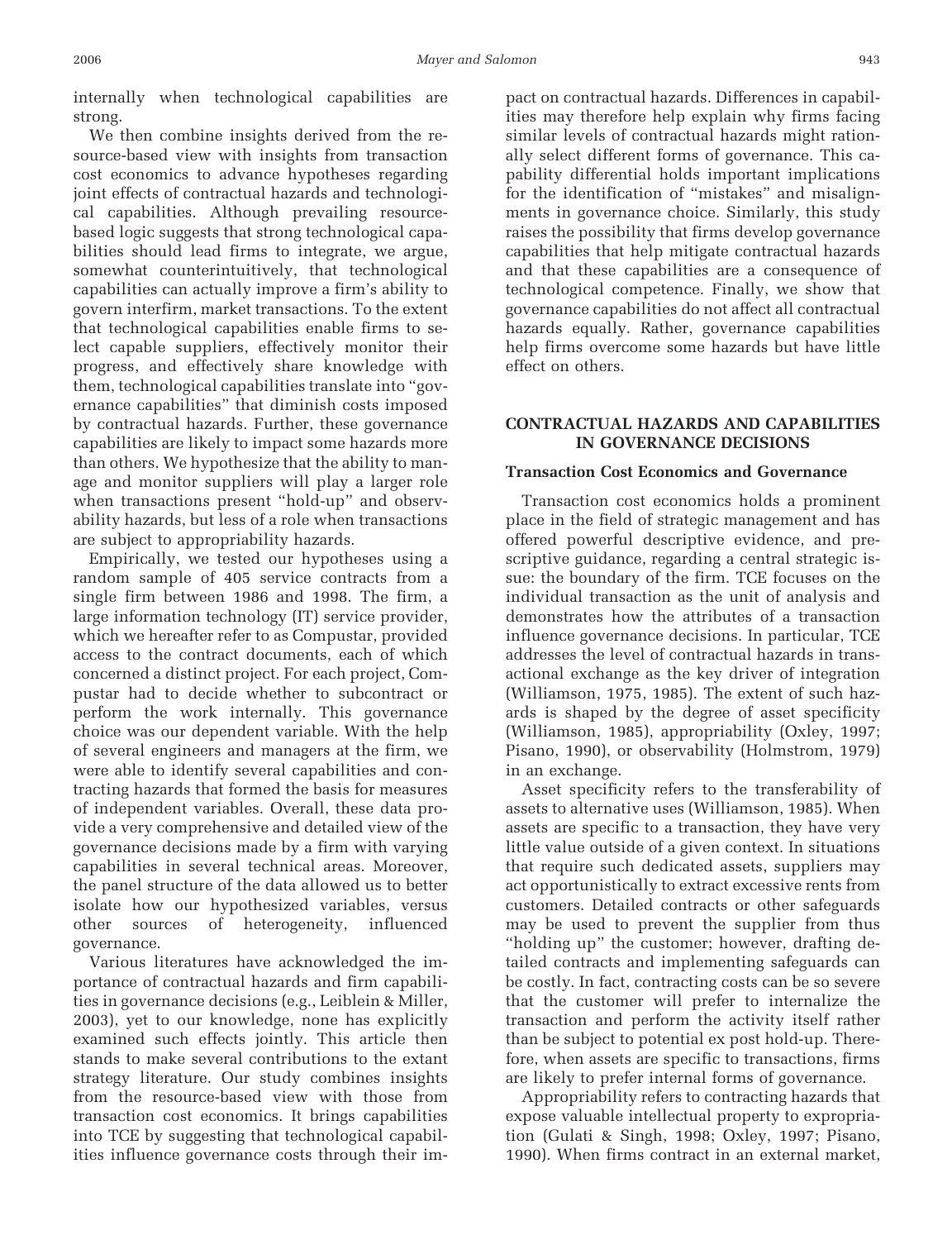internally when technological capabilities are strong.

We then combine insights derived from the resource-based view with insights from transaction cost economics to advance hypotheses regarding joint effects of contractual hazards and technological capabilities. Although prevailing resource-based logic suggests that strong technological capabilities should lead firms to integrate, we argue, somewhat counterintuitively, that technological capabilities can actually improve a firm's ability to govern interfirm, market transactions. To the extent that technological capabilities enable firms to select capable suppliers, effectively monitor their progress, and effectively share knowledge with them, technological capabilities translate into "governance capabilities" that diminish costs imposed by contractual hazards. Further, these governance capabilities are likely to impact some hazards more than others. We hypothesize that the ability to manage and monitor suppliers will play a larger role when transactions present "hold-up" and observability hazards, but less of a role when transactions are subject to appropriability hazards.

Empirically, we tested our hypotheses using a random sample of 405 service contracts from a single firm between 1986 and 1998. The firm, a large information technology (IT) service provider, which we hereafter refer to as Compustar, provided access to the contract documents, each of which concerned a distinct project. For each project, Compustar had to decide whether to subcontract or perform the work internally. This governance choice was our dependent variable. With the help of several engineers and managers at the firm, we were able to identify several capabilities and contracting hazards that formed the basis for measures of independent variables. Overall, these data provide a very comprehensive and detailed view of the governance decisions made by a firm with varying capabilities in several technical areas. Moreover, the panel structure of the data allowed us to better isolate how our hypothesized variables, versus other sources of heterogeneity, influenced governance.

Various literatures have acknowledged the importance of contractual hazards and firm capabilities in governance decisions (e.g., Leiblein & Miller, 2003), yet to our knowledge, none has explicitly examined such effects jointly. This article then stands to make several contributions to the extant strategy literature. Our study combines insights from the resource-based view with those from transaction cost economics. It brings capabilities into TCE by suggesting that technological capabilities influence governance costs through their impact on contractual hazards. Differences in capabilities may therefore help explain why firms facing similar levels of contractual hazards might rationally select different forms of governance. This capability differential holds important implications for the identification of "mistakes" and misalignments in governance choice. Similarly, this study raises the possibility that firms develop governance capabilities that help mitigate contractual hazards and that these capabilities are a consequence of technological competence. Finally, we show that governance capabilities do not affect all contractual hazards equally. Rather, governance capabilities help firms overcome some hazards but have little effect on others.

## CONTRACTUAL HAZARDS AND CAPABILITIES IN GOVERNANCE DECISIONS

### Transaction Cost Economics and Governance

Transaction cost economics holds a prominent place in the field of strategic management and has offered powerful descriptive evidence, and prescriptive guidance, regarding a central strategic issue: the boundary of the firm. TCE focuses on the individual transaction as the unit of analysis and demonstrates how the attributes of a transaction influence governance decisions. In particular, TCE addresses the level of contractual hazards in transactional exchange as the key driver of integration (Williamson, 1975, 1985). The extent of such hazards is shaped by the degree of asset specificity (Williamson, 1985), appropriability (Oxley, 1997; Pisano, 1990), or observability (Holmstrom, 1979) in an exchange.

Asset specificity refers to the transferability of assets to alternative uses (Williamson, 1985). When assets are specific to a transaction, they have very little value outside of a given context. In situations that require such dedicated assets, suppliers may act opportunistically to extract excessive rents from customers. Detailed contracts or other safeguards may be used to prevent the supplier from thus "holding up" the customer; however, drafting detailed contracts and implementing safeguards can be costly. In fact, contracting costs can be so severe that the customer will prefer to internalize the transaction and perform the activity itself rather than be subject to potential ex post hold-up. Therefore, when assets are specific to transactions, firms are likely to prefer internal forms of governance.

Appropriability refers to contracting hazards that expose valuable intellectual property to expropriation (Gulati & Singh, 1998; Oxley, 1997; Pisano, 1990). When firms contract in an external market,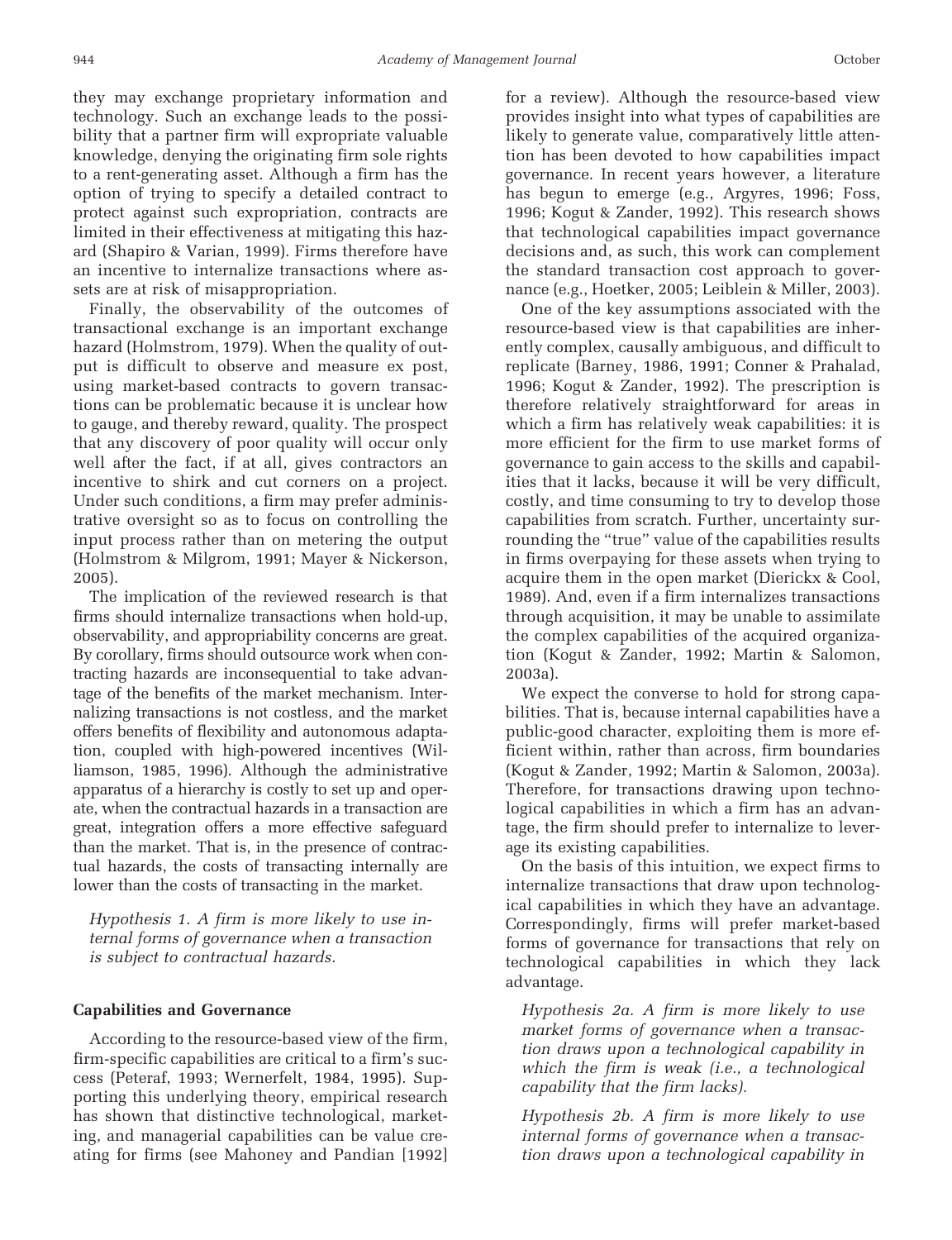they may exchange proprietary information and technology. Such an exchange leads to the possibility that a partner firm will expropriate valuable knowledge, denying the originating firm sole rights to a rent-generating asset. Although a firm has the option of trying to specify a detailed contract to protect against such expropriation, contracts are limited in their effectiveness at mitigating this hazard (Shapiro & Varian, 1999). Firms therefore have an incentive to internalize transactions where assets are at risk of misappropriation.

Finally, the observability of the outcomes of transactional exchange is an important exchange hazard (Holmstrom, 1979). When the quality of output is difficult to observe and measure ex post, using market-based contracts to govern transactions can be problematic because it is unclear how to gauge, and thereby reward, quality. The prospect that any discovery of poor quality will occur only well after the fact, if at all, gives contractors an incentive to shirk and cut corners on a project. Under such conditions, a firm may prefer administrative oversight so as to focus on controlling the input process rather than on metering the output (Holmstrom & Milgrom, 1991; Mayer & Nickerson, 2005).

The implication of the reviewed research is that firms should internalize transactions when hold-up, observability, and appropriability concerns are great. By corollary, firms should outsource work when contracting hazards are inconsequential to take advantage of the benefits of the market mechanism. Internalizing transactions is not costless, and the market offers benefits of flexibility and autonomous adaptation, coupled with high-powered incentives (Williamson, 1985, 1996). Although the administrative apparatus of a hierarchy is costly to set up and operate, when the contractual hazards in a transaction are great, integration offers a more effective safeguard than the market. That is, in the presence of contractual hazards, the costs of transacting internally are lower than the costs of transacting in the market.

*Hypothesis 1. A firm is more likely to use internal forms of governance when a transaction is subject to contractual hazards.*

### Capabilities and Governance

According to the resource-based view of the firm, firm-specific capabilities are critical to a firm's success (Peteraf, 1993; Wernerfelt, 1984, 1995). Supporting this underlying theory, empirical research has shown that distinctive technological, marketing, and managerial capabilities can be value creating for firms (see Mahoney and Pandian [1992] for a review). Although the resource-based view provides insight into what types of capabilities are likely to generate value, comparatively little attention has been devoted to how capabilities impact governance. In recent years however, a literature has begun to emerge (e.g., Argyres, 1996; Foss, 1996; Kogut & Zander, 1992). This research shows that technological capabilities impact governance decisions and, as such, this work can complement the standard transaction cost approach to governance (e.g., Hoetker, 2005; Leiblein & Miller, 2003).

One of the key assumptions associated with the resource-based view is that capabilities are inherently complex, causally ambiguous, and difficult to replicate (Barney, 1986, 1991; Conner & Prahalad, 1996; Kogut & Zander, 1992). The prescription is therefore relatively straightforward for areas in which a firm has relatively weak capabilities: it is more efficient for the firm to use market forms of governance to gain access to the skills and capabilities that it lacks, because it will be very difficult, costly, and time consuming to try to develop those capabilities from scratch. Further, uncertainty surrounding the "true" value of the capabilities results in firms overpaying for these assets when trying to acquire them in the open market (Dierickx & Cool, 1989). And, even if a firm internalizes transactions through acquisition, it may be unable to assimilate the complex capabilities of the acquired organization (Kogut & Zander, 1992; Martin & Salomon, 2003a).

We expect the converse to hold for strong capabilities. That is, because internal capabilities have a public-good character, exploiting them is more efficient within, rather than across, firm boundaries (Kogut & Zander, 1992; Martin & Salomon, 2003a). Therefore, for transactions drawing upon technological capabilities in which a firm has an advantage, the firm should prefer to internalize to leverage its existing capabilities.

On the basis of this intuition, we expect firms to internalize transactions that draw upon technological capabilities in which they have an advantage. Correspondingly, firms will prefer market-based forms of governance for transactions that rely on technological capabilities in which they lack advantage.

*Hypothesis 2a. A firm is more likely to use market forms of governance when a transaction draws upon a technological capability in which the firm is weak (i.e., a technological capability that the firm lacks).*

*Hypothesis 2b. A firm is more likely to use internal forms of governance when a transaction draws upon a technological capability in*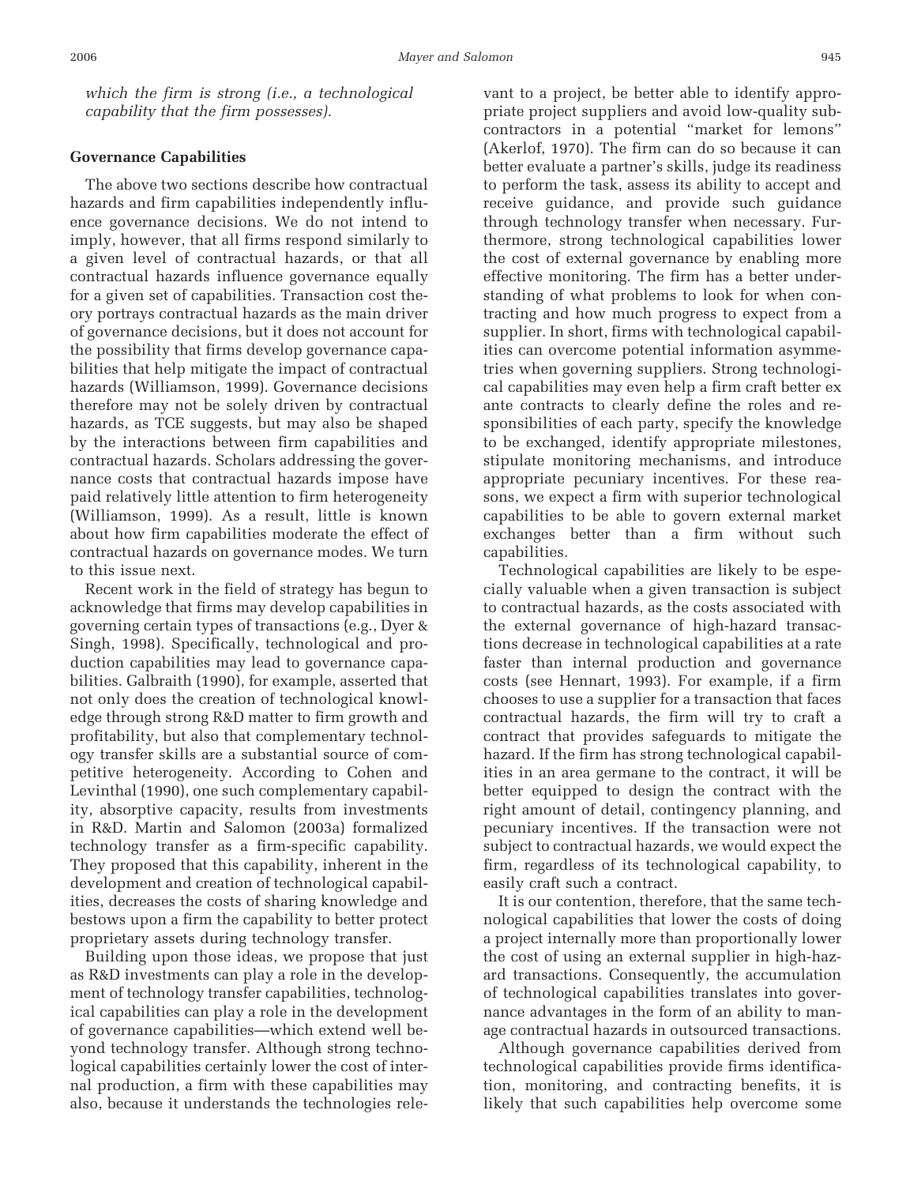*which the firm is strong (i.e., a technological capability that the firm possesses).*

### Governance Capabilities

The above two sections describe how contractual hazards and firm capabilities independently influence governance decisions. We do not intend to imply, however, that all firms respond similarly to a given level of contractual hazards, or that all contractual hazards influence governance equally for a given set of capabilities. Transaction cost theory portrays contractual hazards as the main driver of governance decisions, but it does not account for the possibility that firms develop governance capabilities that help mitigate the impact of contractual hazards (Williamson, 1999). Governance decisions therefore may not be solely driven by contractual hazards, as TCE suggests, but may also be shaped by the interactions between firm capabilities and contractual hazards. Scholars addressing the governance costs that contractual hazards impose have paid relatively little attention to firm heterogeneity (Williamson, 1999). As a result, little is known about how firm capabilities moderate the effect of contractual hazards on governance modes. We turn to this issue next.

Recent work in the field of strategy has begun to acknowledge that firms may develop capabilities in governing certain types of transactions (e.g., Dyer & Singh, 1998). Specifically, technological and production capabilities may lead to governance capabilities. Galbraith (1990), for example, asserted that not only does the creation of technological knowledge through strong R&D matter to firm growth and profitability, but also that complementary technology transfer skills are a substantial source of competitive heterogeneity. According to Cohen and Levinthal (1990), one such complementary capability, absorptive capacity, results from investments in R&D. Martin and Salomon (2003a) formalized technology transfer as a firm-specific capability. They proposed that this capability, inherent in the development and creation of technological capabilities, decreases the costs of sharing knowledge and bestows upon a firm the capability to better protect proprietary assets during technology transfer.

Building upon those ideas, we propose that just as R&D investments can play a role in the development of technology transfer capabilities, technological capabilities can play a role in the development of governance capabilities—which extend well beyond technology transfer. Although strong technological capabilities certainly lower the cost of internal production, a firm with these capabilities may also, because it understands the technologies relevant to a project, be better able to identify appropriate project suppliers and avoid low-quality subcontractors in a potential "market for lemons" (Akerlof, 1970). The firm can do so because it can better evaluate a partner's skills, judge its readiness to perform the task, assess its ability to accept and receive guidance, and provide such guidance through technology transfer when necessary. Furthermore, strong technological capabilities lower the cost of external governance by enabling more effective monitoring. The firm has a better understanding of what problems to look for when contracting and how much progress to expect from a supplier. In short, firms with technological capabilities can overcome potential information asymmetries when governing suppliers. Strong technological capabilities may even help a firm craft better ex ante contracts to clearly define the roles and responsibilities of each party, specify the knowledge to be exchanged, identify appropriate milestones, stipulate monitoring mechanisms, and introduce appropriate pecuniary incentives. For these reasons, we expect a firm with superior technological capabilities to be able to govern external market exchanges better than a firm without such capabilities.

Technological capabilities are likely to be especially valuable when a given transaction is subject to contractual hazards, as the costs associated with the external governance of high-hazard transactions decrease in technological capabilities at a rate faster than internal production and governance costs (see Hennart, 1993). For example, if a firm chooses to use a supplier for a transaction that faces contractual hazards, the firm will try to craft a contract that provides safeguards to mitigate the hazard. If the firm has strong technological capabilities in an area germane to the contract, it will be better equipped to design the contract with the right amount of detail, contingency planning, and pecuniary incentives. If the transaction were not subject to contractual hazards, we would expect the firm, regardless of its technological capability, to easily craft such a contract.

It is our contention, therefore, that the same technological capabilities that lower the costs of doing a project internally more than proportionally lower the cost of using an external supplier in high-hazard transactions. Consequently, the accumulation of technological capabilities translates into governance advantages in the form of an ability to manage contractual hazards in outsourced transactions.

Although governance capabilities derived from technological capabilities provide firms identification, monitoring, and contracting benefits, it is likely that such capabilities help overcome some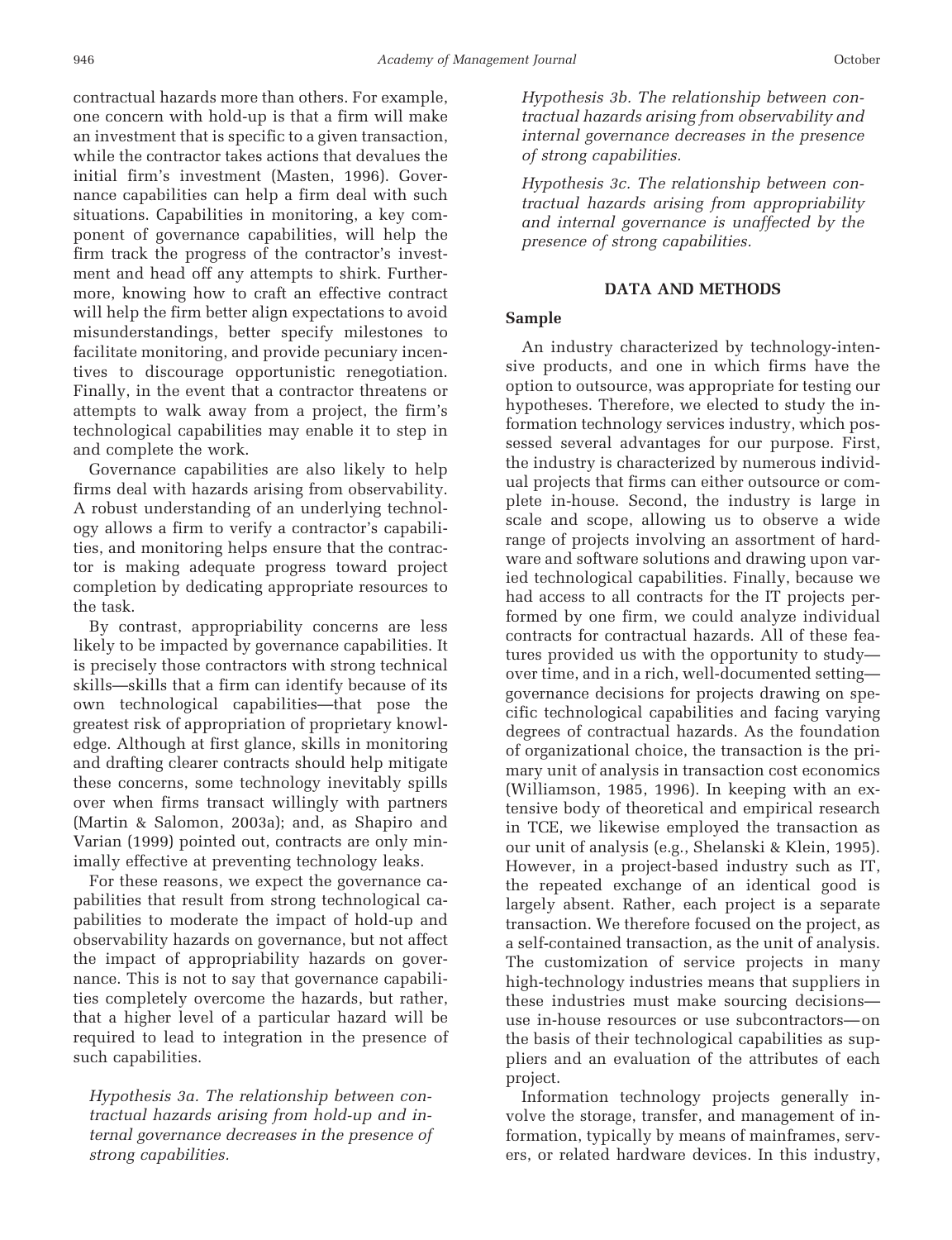contractual hazards more than others. For example, one concern with hold-up is that a firm will make an investment that is specific to a given transaction, while the contractor takes actions that devalues the initial firm's investment (Masten, 1996). Governance capabilities can help a firm deal with such situations. Capabilities in monitoring, a key component of governance capabilities, will help the firm track the progress of the contractor's investment and head off any attempts to shirk. Furthermore, knowing how to craft an effective contract will help the firm better align expectations to avoid misunderstandings, better specify milestones to facilitate monitoring, and provide pecuniary incentives to discourage opportunistic renegotiation. Finally, in the event that a contractor threatens or attempts to walk away from a project, the firm's technological capabilities may enable it to step in and complete the work.

Governance capabilities are also likely to help firms deal with hazards arising from observability. A robust understanding of an underlying technology allows a firm to verify a contractor's capabilities, and monitoring helps ensure that the contractor is making adequate progress toward project completion by dedicating appropriate resources to the task.

By contrast, appropriability concerns are less likely to be impacted by governance capabilities. It is precisely those contractors with strong technical skills—skills that a firm can identify because of its own technological capabilities—that pose the greatest risk of appropriation of proprietary knowledge. Although at first glance, skills in monitoring and drafting clearer contracts should help mitigate these concerns, some technology inevitably spills over when firms transact willingly with partners (Martin & Salomon, 2003a); and, as Shapiro and Varian (1999) pointed out, contracts are only minimally effective at preventing technology leaks.

For these reasons, we expect the governance capabilities that result from strong technological capabilities to moderate the impact of hold-up and observability hazards on governance, but not affect the impact of appropriability hazards on governance. This is not to say that governance capabilities completely overcome the hazards, but rather, that a higher level of a particular hazard will be required to lead to integration in the presence of such capabilities.

*Hypothesis 3a. The relationship between contractual hazards arising from hold-up and internal governance decreases in the presence of strong capabilities.*

*Hypothesis 3b. The relationship between contractual hazards arising from observability and internal governance decreases in the presence of strong capabilities.*

*Hypothesis 3c. The relationship between contractual hazards arising from appropriability and internal governance is unaffected by the presence of strong capabilities.*

## DATA AND METHODS

### Sample

An industry characterized by technology-intensive products, and one in which firms have the option to outsource, was appropriate for testing our hypotheses. Therefore, we elected to study the information technology services industry, which possessed several advantages for our purpose. First, the industry is characterized by numerous individual projects that firms can either outsource or complete in-house. Second, the industry is large in scale and scope, allowing us to observe a wide range of projects involving an assortment of hardware and software solutions and drawing upon varied technological capabilities. Finally, because we had access to all contracts for the IT projects performed by one firm, we could analyze individual contracts for contractual hazards. All of these features provided us with the opportunity to study—over time, and in a rich, well-documented setting—governance decisions for projects drawing on specific technological capabilities and facing varying degrees of contractual hazards. As the foundation of organizational choice, the transaction is the primary unit of analysis in transaction cost economics (Williamson, 1985, 1996). In keeping with an extensive body of theoretical and empirical research in TCE, we likewise employed the transaction as our unit of analysis (e.g., Shelanski & Klein, 1995). However, in a project-based industry such as IT, the repeated exchange of an identical good is largely absent. Rather, each project is a separate transaction. We therefore focused on the project, as a self-contained transaction, as the unit of analysis. The customization of service projects in many high-technology industries means that suppliers in these industries must make sourcing decisions—use in-house resources or use subcontractors—on the basis of their technological capabilities as suppliers and an evaluation of the attributes of each project.

Information technology projects generally involve the storage, transfer, and management of information, typically by means of mainframes, servers, or related hardware devices. In this industry,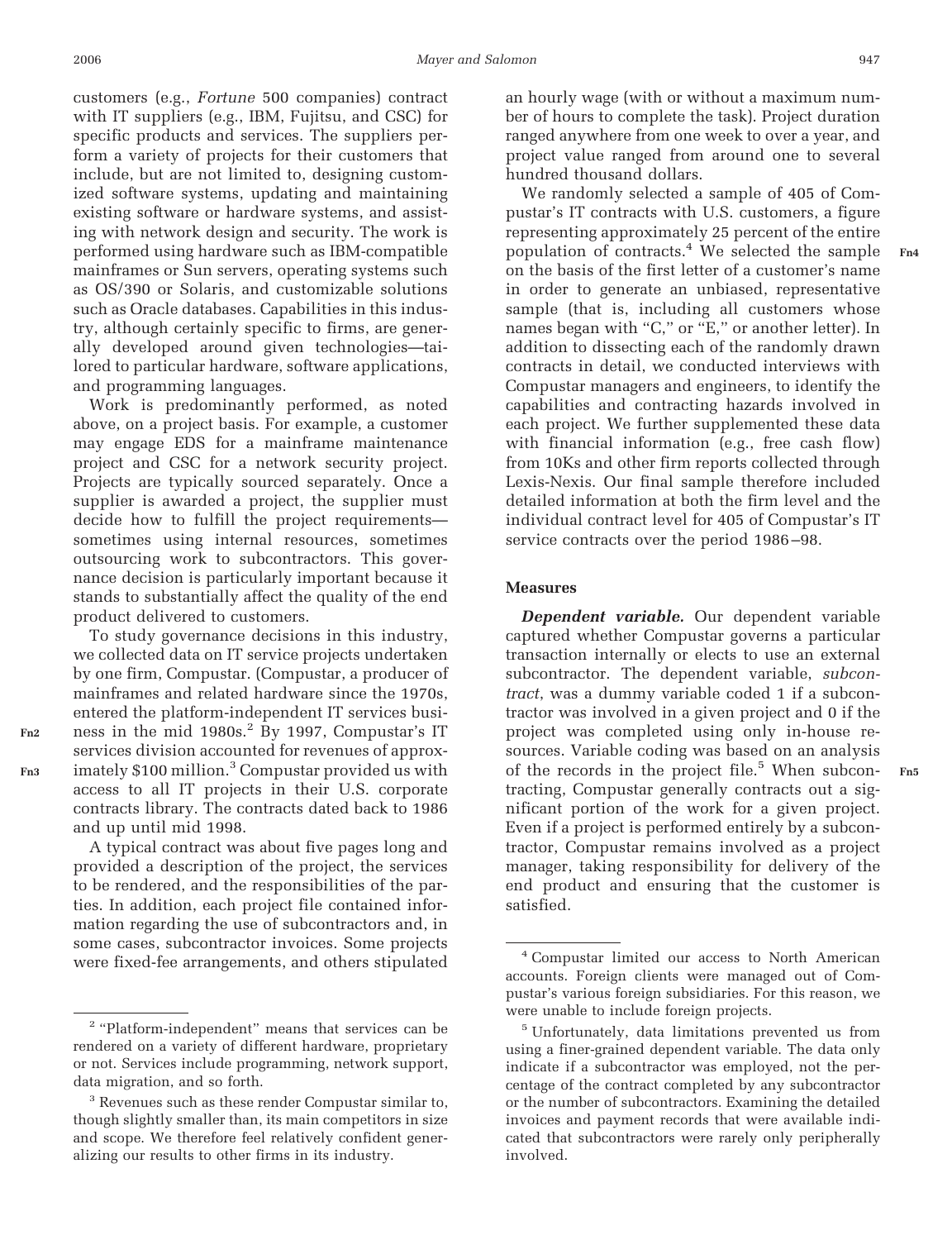customers (e.g., *Fortune* 500 companies) contract with IT suppliers (e.g., IBM, Fujitsu, and CSC) for specific products and services. The suppliers perform a variety of projects for their customers that include, but are not limited to, designing customized software systems, updating and maintaining existing software or hardware systems, and assisting with network design and security. The work is performed using hardware such as IBM-compatible mainframes or Sun servers, operating systems such as OS/390 or Solaris, and customizable solutions such as Oracle databases. Capabilities in this industry, although certainly specific to firms, are generally developed around given technologies—tailored to particular hardware, software applications, and programming languages.

Work is predominantly performed, as noted above, on a project basis. For example, a customer may engage EDS for a mainframe maintenance project and CSC for a network security project. Projects are typically sourced separately. Once a supplier is awarded a project, the supplier must decide how to fulfill the project requirements—sometimes using internal resources, sometimes outsourcing work to subcontractors. This governance decision is particularly important because it stands to substantially affect the quality of the end product delivered to customers.

To study governance decisions in this industry, we collected data on IT service projects undertaken by one firm, Compustar. (Compustar, a producer of mainframes and related hardware since the 1970s, entered the platform-independent IT services business in the mid 1980s.[2] By 1997, Compustar's IT services division accounted for revenues of approximately $100 million.[3] Compustar provided us with access to all IT projects in their U.S. corporate contracts library. The contracts dated back to 1986 and up until mid 1998.

A typical contract was about five pages long and provided a description of the project, the services to be rendered, and the responsibilities of the parties. In addition, each project file contained information regarding the use of subcontractors and, in some cases, subcontractor invoices. Some projects were fixed-fee arrangements, and others stipulated an hourly wage (with or without a maximum number of hours to complete the task). Project duration ranged anywhere from one week to over a year, and project value ranged from around one to several hundred thousand dollars.

We randomly selected a sample of 405 of Compustar's IT contracts with U.S. customers, a figure representing approximately 25 percent of the entire population of contracts.[4] We selected the sample on the basis of the first letter of a customer's name in order to generate an unbiased, representative sample (that is, including all customers whose names began with "C," or "E," or another letter). In addition to dissecting each of the randomly drawn contracts in detail, we conducted interviews with Compustar managers and engineers, to identify the capabilities and contracting hazards involved in each project. We further supplemented these data with financial information (e.g., free cash flow) from 10Ks and other firm reports collected through Lexis-Nexis. Our final sample therefore included detailed information at both the firm level and the individual contract level for 405 of Compustar's IT service contracts over the period 1986–98.

### Measures

***Dependent variable.*** Our dependent variable captured whether Compustar governs a particular transaction internally or elects to use an external subcontractor. The dependent variable, *subcontract*, was a dummy variable coded 1 if a subcontractor was involved in a given project and 0 if the project was completed using only in-house resources. Variable coding was based on an analysis of the records in the project file.[5] When subcontracting, Compustar generally contracts out a significant portion of the work for a given project. Even if a project is performed entirely by a subcontractor, Compustar remains involved as a project manager, taking responsibility for delivery of the end product and ensuring that the customer is satisfied.

---

[2] "Platform-independent" means that services can be rendered on a variety of different hardware, proprietary or not. Services include programming, network support, data migration, and so forth.

[3] Revenues such as these render Compustar similar to, though slightly smaller than, its main competitors in size and scope. We therefore feel relatively confident generalizing our results to other firms in its industry.

[4] Compustar limited our access to North American accounts. Foreign clients were managed out of Compustar's various foreign subsidiaries. For this reason, we were unable to include foreign projects.

[5] Unfortunately, data limitations prevented us from using a finer-grained dependent variable. The data only indicate if a subcontractor was employed, not the percentage of the contract completed by any subcontractor or the number of subcontractors. Examining the detailed invoices and payment records that were available indicated that subcontractors were rarely only peripherally involved.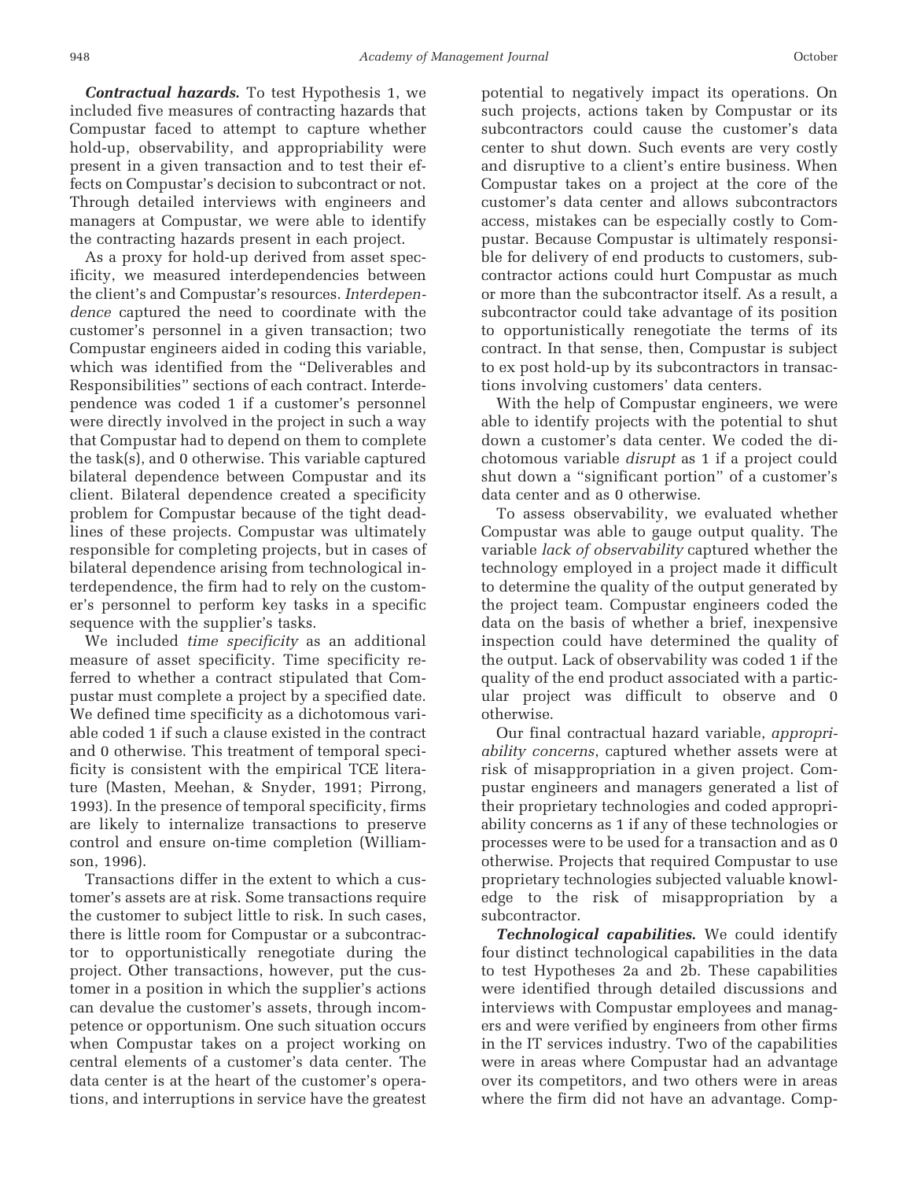***Contractual hazards.*** To test Hypothesis 1, we included five measures of contracting hazards that Compustar faced to attempt to capture whether hold-up, observability, and appropriability were present in a given transaction and to test their effects on Compustar's decision to subcontract or not. Through detailed interviews with engineers and managers at Compustar, we were able to identify the contracting hazards present in each project.

As a proxy for hold-up derived from asset specificity, we measured interdependencies between the client's and Compustar's resources. *Interdependence* captured the need to coordinate with the customer's personnel in a given transaction; two Compustar engineers aided in coding this variable, which was identified from the "Deliverables and Responsibilities" sections of each contract. Interdependence was coded 1 if a customer's personnel were directly involved in the project in such a way that Compustar had to depend on them to complete the task(s), and 0 otherwise. This variable captured bilateral dependence between Compustar and its client. Bilateral dependence created a specificity problem for Compustar because of the tight deadlines of these projects. Compustar was ultimately responsible for completing projects, but in cases of bilateral dependence arising from technological interdependence, the firm had to rely on the customer's personnel to perform key tasks in a specific sequence with the supplier's tasks.

We included *time specificity* as an additional measure of asset specificity. Time specificity referred to whether a contract stipulated that Compustar must complete a project by a specified date. We defined time specificity as a dichotomous variable coded 1 if such a clause existed in the contract and 0 otherwise. This treatment of temporal specificity is consistent with the empirical TCE literature (Masten, Meehan, & Snyder, 1991; Pirrong, 1993). In the presence of temporal specificity, firms are likely to internalize transactions to preserve control and ensure on-time completion (Williamson, 1996).

Transactions differ in the extent to which a customer's assets are at risk. Some transactions require the customer to subject little to risk. In such cases, there is little room for Compustar or a subcontractor to opportunistically renegotiate during the project. Other transactions, however, put the customer in a position in which the supplier's actions can devalue the customer's assets, through incompetence or opportunism. One such situation occurs when Compustar takes on a project working on central elements of a customer's data center. The data center is at the heart of the customer's operations, and interruptions in service have the greatest potential to negatively impact its operations. On such projects, actions taken by Compustar or its subcontractors could cause the customer's data center to shut down. Such events are very costly and disruptive to a client's entire business. When Compustar takes on a project at the core of the customer's data center and allows subcontractors access, mistakes can be especially costly to Compustar. Because Compustar is ultimately responsible for delivery of end products to customers, subcontractor actions could hurt Compustar as much or more than the subcontractor itself. As a result, a subcontractor could take advantage of its position to opportunistically renegotiate the terms of its contract. In that sense, then, Compustar is subject to ex post hold-up by its subcontractors in transactions involving customers' data centers.

With the help of Compustar engineers, we were able to identify projects with the potential to shut down a customer's data center. We coded the dichotomous variable *disrupt* as 1 if a project could shut down a "significant portion" of a customer's data center and as 0 otherwise.

To assess observability, we evaluated whether Compustar was able to gauge output quality. The variable *lack of observability* captured whether the technology employed in a project made it difficult to determine the quality of the output generated by the project team. Compustar engineers coded the data on the basis of whether a brief, inexpensive inspection could have determined the quality of the output. Lack of observability was coded 1 if the quality of the end product associated with a particular project was difficult to observe and 0 otherwise.

Our final contractual hazard variable, *appropriability concerns*, captured whether assets were at risk of misappropriation in a given project. Compustar engineers and managers generated a list of their proprietary technologies and coded appropriability concerns as 1 if any of these technologies or processes were to be used for a transaction and as 0 otherwise. Projects that required Compustar to use proprietary technologies subjected valuable knowledge to the risk of misappropriation by a subcontractor.

***Technological capabilities.*** We could identify four distinct technological capabilities in the data to test Hypotheses 2a and 2b. These capabilities were identified through detailed discussions and interviews with Compustar employees and managers and were verified by engineers from other firms in the IT services industry. Two of the capabilities were in areas where Compustar had an advantage over its competitors, and two others were in areas where the firm did not have an advantage. Comp-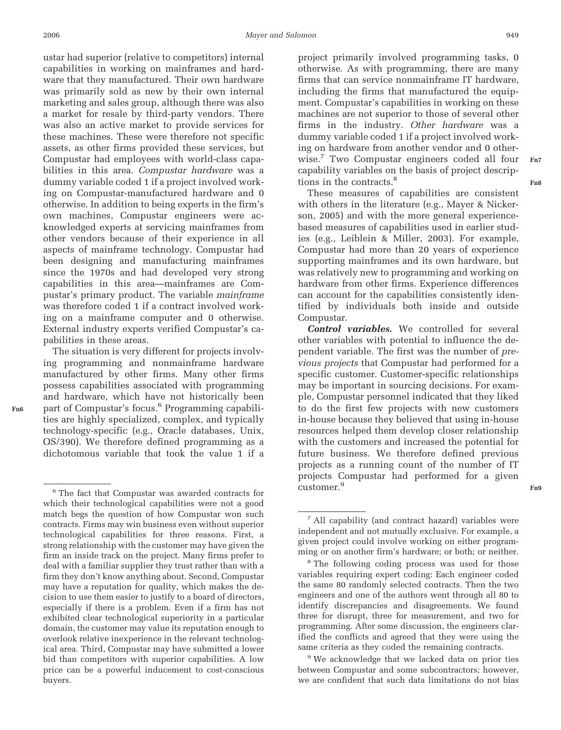ustar had superior (relative to competitors) internal capabilities in working on mainframes and hardware that they manufactured. Their own hardware was primarily sold as new by their own internal marketing and sales group, although there was also a market for resale by third-party vendors. There was also an active market to provide services for these machines. These were therefore not specific assets, as other firms provided these services, but Compustar had employees with world-class capabilities in this area. *Compustar hardware* was a dummy variable coded 1 if a project involved working on Compustar-manufactured hardware and 0 otherwise. In addition to being experts in the firm's own machines, Compustar engineers were acknowledged experts at servicing mainframes from other vendors because of their experience in all aspects of mainframe technology. Compustar had been designing and manufacturing mainframes since the 1970s and had developed very strong capabilities in this area—mainframes are Compustar's primary product. The variable *mainframe* was therefore coded 1 if a contract involved working on a mainframe computer and 0 otherwise. External industry experts verified Compustar's capabilities in these areas.

The situation is very different for projects involving programming and nonmainframe hardware manufactured by other firms. Many other firms possess capabilities associated with programming and hardware, which have not historically been part of Compustar's focus.[6] Programming capabilities are highly specialized, complex, and typically technology-specific (e.g., Oracle databases, Unix, OS/390). We therefore defined programming as a dichotomous variable that took the value 1 if a project primarily involved programming tasks, 0 otherwise. As with programming, there are many firms that can service nonmainframe IT hardware, including the firms that manufactured the equipment. Compustar's capabilities in working on these machines are not superior to those of several other firms in the industry. *Other hardware* was a dummy variable coded 1 if a project involved working on hardware from another vendor and 0 otherwise.[7] Two Compustar engineers coded all four capability variables on the basis of project descriptions in the contracts.[8]

These measures of capabilities are consistent with others in the literature (e.g., Mayer & Nickerson, 2005) and with the more general experience-based measures of capabilities used in earlier studies (e.g., Leiblein & Miller, 2003). For example, Compustar had more than 20 years of experience supporting mainframes and its own hardware, but was relatively new to programming and working on hardware from other firms. Experience differences can account for the capabilities consistently identified by individuals both inside and outside Compustar.

***Control variables.*** We controlled for several other variables with potential to influence the dependent variable. The first was the number of *previous projects* that Compustar had performed for a specific customer. Customer-specific relationships may be important in sourcing decisions. For example, Compustar personnel indicated that they liked to do the first few projects with new customers in-house because they believed that using in-house resources helped them develop closer relationship with the customers and increased the potential for future business. We therefore defined previous projects as a running count of the number of IT projects Compustar had performed for a given customer.[9]

---

[6] The fact that Compustar was awarded contracts for which their technological capabilities were not a good match begs the question of how Compustar won such contracts. Firms may win business even without superior technological capabilities for three reasons. First, a strong relationship with the customer may have given the firm an inside track on the project. Many firms prefer to deal with a familiar supplier they trust rather than with a firm they don't know anything about. Second, Compustar may have a reputation for quality, which makes the decision to use them easier to justify to a board of directors, especially if there is a problem. Even if a firm has not exhibited clear technological superiority in a particular domain, the customer may value its reputation enough to overlook relative inexperience in the relevant technological area. Third, Compustar may have submitted a lower bid than competitors with superior capabilities. A low price can be a powerful inducement to cost-conscious buyers.

[7] All capability (and contract hazard) variables were independent and not mutually exclusive. For example, a given project could involve working on either programming or on another firm's hardware; or both; or neither.

[8] The following coding process was used for those variables requiring expert coding: Each engineer coded the same 80 randomly selected contracts. Then the two engineers and one of the authors went through all 80 to identify discrepancies and disagreements. We found three for disrupt, three for measurement, and two for programming. After some discussion, the engineers clarified the conflicts and agreed that they were using the same criteria as they coded the remaining contracts.

[9] We acknowledge that we lacked data on prior ties between Compustar and some subcontractors; however, we are confident that such data limitations do not bias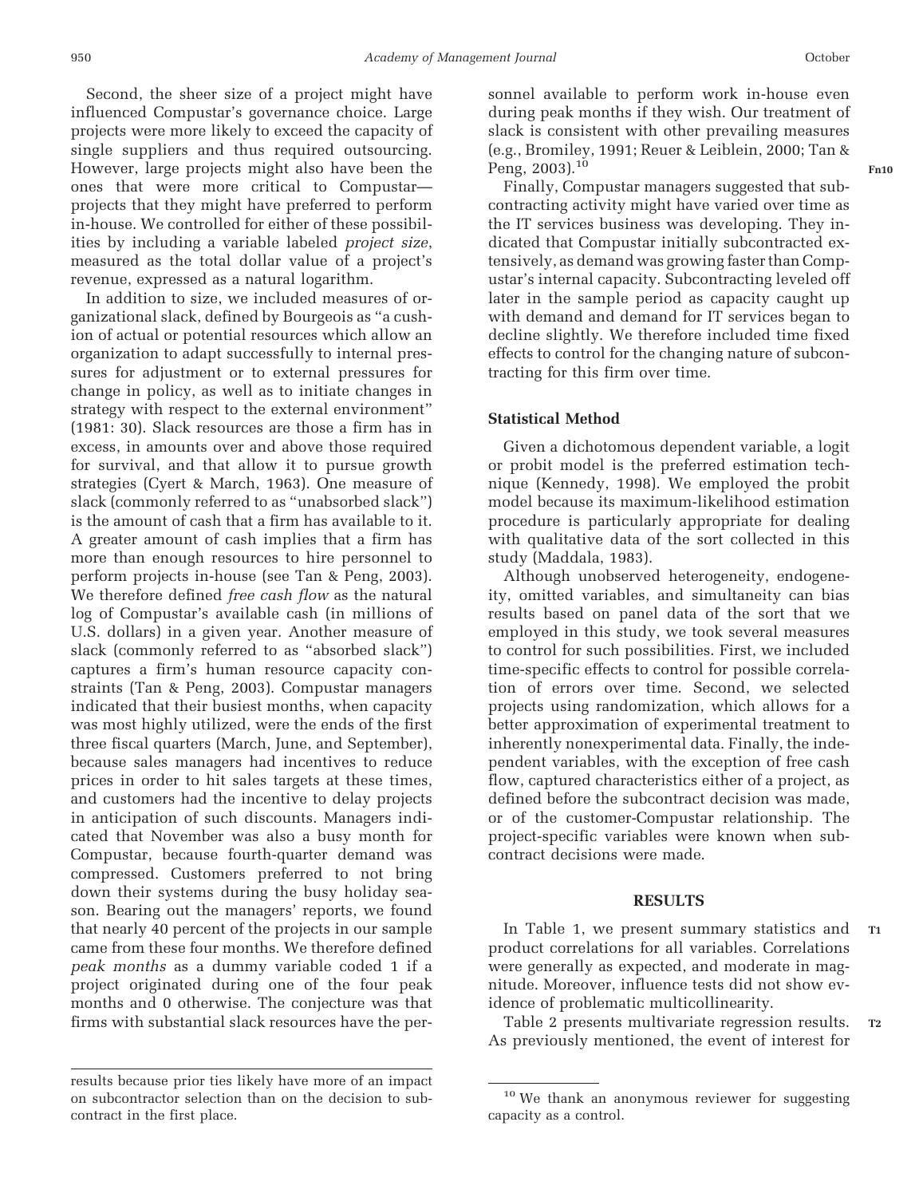Second, the sheer size of a project might have influenced Compustar's governance choice. Large projects were more likely to exceed the capacity of single suppliers and thus required outsourcing. However, large projects might also have been the ones that were more critical to Compustar—projects that they might have preferred to perform in-house. We controlled for either of these possibilities by including a variable labeled *project size*, measured as the total dollar value of a project's revenue, expressed as a natural logarithm.

In addition to size, we included measures of organizational slack, defined by Bourgeois as "a cushion of actual or potential resources which allow an organization to adapt successfully to internal pressures for adjustment or to external pressures for change in policy, as well as to initiate changes in strategy with respect to the external environment" (1981: 30). Slack resources are those a firm has in excess, in amounts over and above those required for survival, and that allow it to pursue growth strategies (Cyert & March, 1963). One measure of slack (commonly referred to as "unabsorbed slack") is the amount of cash that a firm has available to it. A greater amount of cash implies that a firm has more than enough resources to hire personnel to perform projects in-house (see Tan & Peng, 2003). We therefore defined *free cash flow* as the natural log of Compustar's available cash (in millions of U.S. dollars) in a given year. Another measure of slack (commonly referred to as "absorbed slack") captures a firm's human resource capacity constraints (Tan & Peng, 2003). Compustar managers indicated that their busiest months, when capacity was most highly utilized, were the ends of the first three fiscal quarters (March, June, and September), because sales managers had incentives to reduce prices in order to hit sales targets at these times, and customers had the incentive to delay projects in anticipation of such discounts. Managers indicated that November was also a busy month for Compustar, because fourth-quarter demand was compressed. Customers preferred to not bring down their systems during the busy holiday season. Bearing out the managers' reports, we found that nearly 40 percent of the projects in our sample came from these four months. We therefore defined *peak months* as a dummy variable coded 1 if a project originated during one of the four peak months and 0 otherwise. The conjecture was that firms with substantial slack resources have the personnel available to perform work in-house even during peak months if they wish. Our treatment of slack is consistent with other prevailing measures (e.g., Bromiley, 1991; Reuer & Leiblein, 2000; Tan & Peng, 2003).[10]

Finally, Compustar managers suggested that subcontracting activity might have varied over time as the IT services business was developing. They indicated that Compustar initially subcontracted extensively, as demand was growing faster than Compustar's internal capacity. Subcontracting leveled off later in the sample period as capacity caught up with demand and demand for IT services began to decline slightly. We therefore included time fixed effects to control for the changing nature of subcontracting for this firm over time.

### Statistical Method

Given a dichotomous dependent variable, a logit or probit model is the preferred estimation technique (Kennedy, 1998). We employed the probit model because its maximum-likelihood estimation procedure is particularly appropriate for dealing with qualitative data of the sort collected in this study (Maddala, 1983).

Although unobserved heterogeneity, endogeneity, omitted variables, and simultaneity can bias results based on panel data of the sort that we employed in this study, we took several measures to control for such possibilities. First, we included time-specific effects to control for possible correlation of errors over time. Second, we selected projects using randomization, which allows for a better approximation of experimental treatment to inherently nonexperimental data. Finally, the independent variables, with the exception of free cash flow, captured characteristics either of a project, as defined before the subcontract decision was made, or of the customer-Compustar relationship. The project-specific variables were known when subcontract decisions were made.

## RESULTS

In Table 1, we present summary statistics and product correlations for all variables. Correlations were generally as expected, and moderate in magnitude. Moreover, influence tests did not show evidence of problematic multicollinearity.

Table 2 presents multivariate regression results. As previously mentioned, the event of interest for

---

results because prior ties likely have more of an impact on subcontractor selection than on the decision to subcontract in the first place.

[10] We thank an anonymous reviewer for suggesting capacity as a control.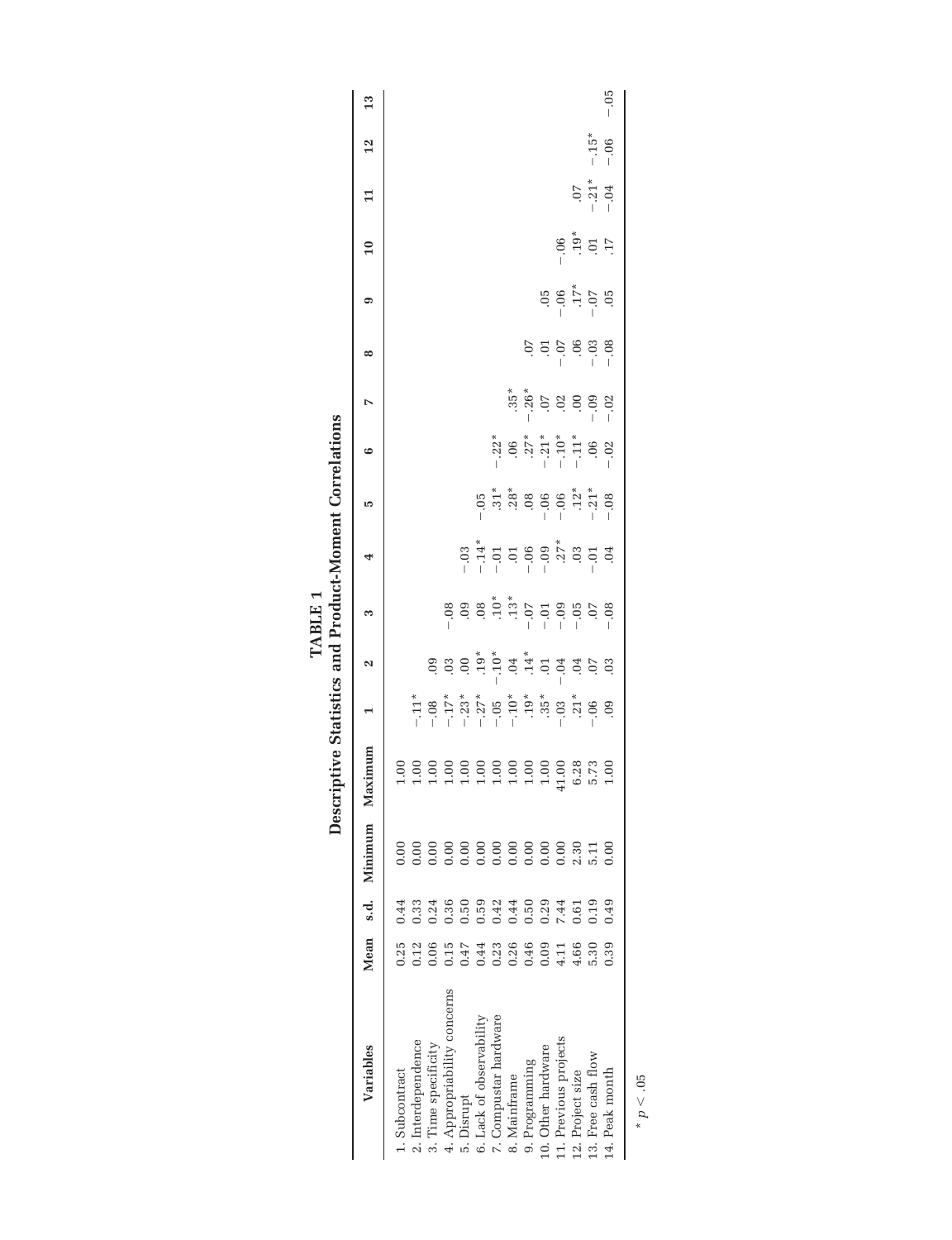# TABLE 1
## Descriptive Statistics and Product-Moment Correlations

| Variables | Mean | s.d. | Minimum | Maximum | 1 | 2 | 3 | 4 | 5 | 6 | 7 | 8 | 9 | 10 | 11 | 12 | 13 |
|---|---|---|---|---|---|---|---|---|---|---|---|---|---|---|---|---|---|
| 1. Subcontract | 0.25 | 0.44 | 0.00 | 1.00 | | | | | | | | | | | | | |
| 2. Interdependence | 0.12 | 0.33 | 0.00 | 1.00 | −.11* | | | | | | | | | | | | |
| 3. Time specificity | 0.06 | 0.24 | 0.00 | 1.00 | −.08 | .09 | | | | | | | | | | | |
| 4. Appropriability concerns | 0.15 | 0.36 | 0.00 | 1.00 | −.17* | .03 | −.08 | | | | | | | | | | |
| 5. Disrupt | 0.47 | 0.50 | 0.00 | 1.00 | −.23* | .00 | .09 | −.03 | | | | | | | | | |
| 6. Lack of observability | 0.44 | 0.59 | 0.00 | 1.00 | −.27* | .19* | .08 | −.14* | −.05 | | | | | | | | |
| 7. Compustar hardware | 0.23 | 0.42 | 0.00 | 1.00 | −.05 | −.10* | .10* | −.01 | .31* | −.22* | | | | | | | |
| 8. Mainframe | 0.26 | 0.44 | 0.00 | 1.00 | −.10* | .04 | .13* | .01 | .28* | .06 | .35* | | | | | | |
| 9. Programming | 0.46 | 0.50 | 0.00 | 1.00 | .19* | .14* | −.07 | −.06 | .08 | .27* | −.26* | .07 | | | | | |
| 10. Other hardware | 0.09 | 0.29 | 0.00 | 1.00 | .35* | .01 | −.01 | −.09 | −.06 | −.21* | .07 | .01 | .05 | | | | |
| 11. Previous projects | 4.11 | 7.44 | 0.00 | 41.00 | −.03 | −.04 | −.09 | .27* | −.06 | −.10* | .02 | −.07 | −.06 | −.06 | | | |
| 12. Project size | 4.66 | 0.61 | 2.30 | 6.28 | .21* | .04 | −.05 | .03 | .12* | −.11* | .00 | .06 | .17* | .19* | .07 | | |
| 13. Free cash flow | 5.30 | 0.19 | 5.11 | 5.73 | −.06 | .07 | .07 | −.01 | −.21* | .06 | −.09 | −.03 | −.07 | .01 | −.21* | −.15* | |
| 14. Peak month | 0.39 | 0.49 | 0.00 | 1.00 | .09 | .03 | −.08 | .04 | −.08 | −.02 | −.02 | −.08 | .05 | .17 | −.04 | −.06 | −.05 |

* $p < .05$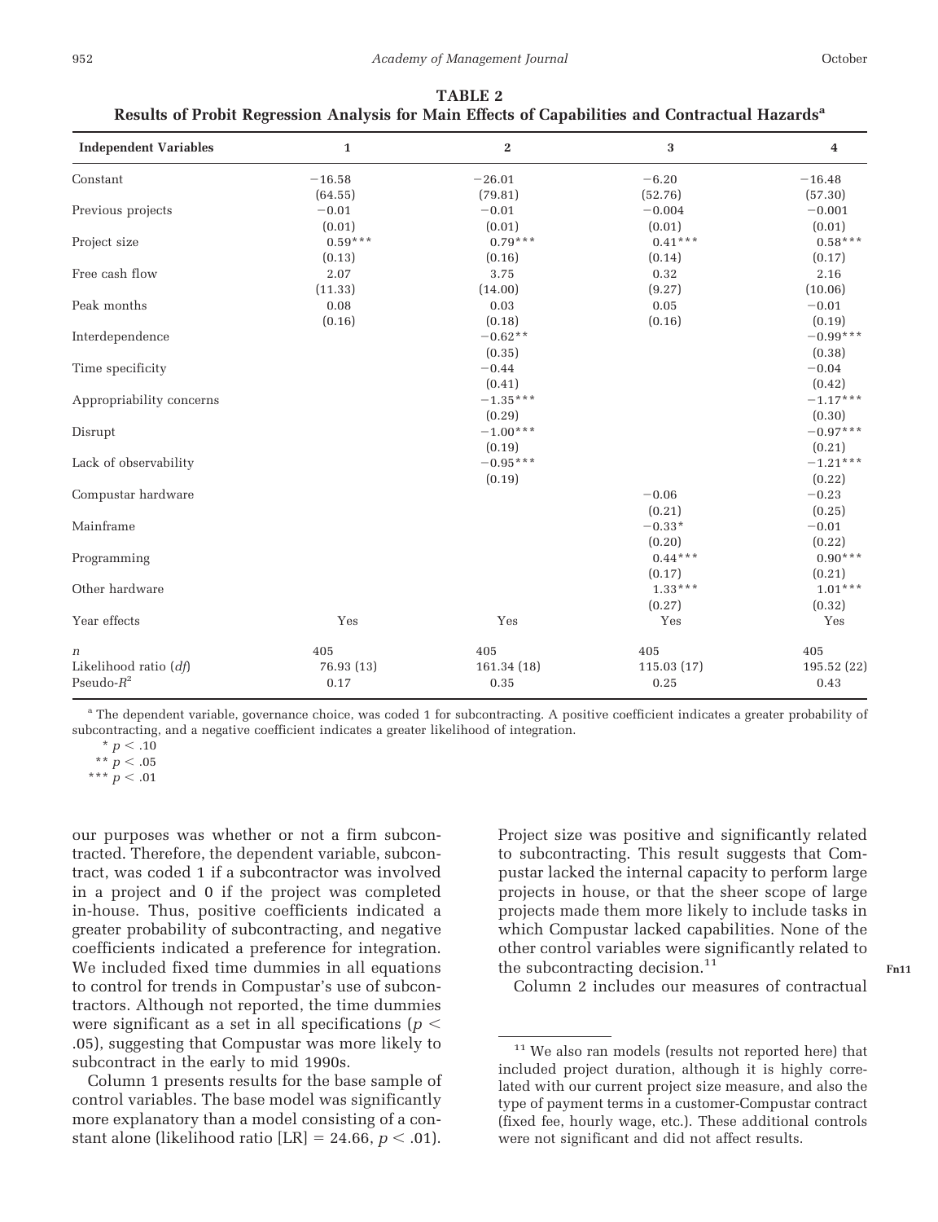**TABLE 2**
**Results of Probit Regression Analysis for Main Effects of Capabilities and Contractual Hazards[a]**

| Independent Variables | 1 | 2 | 3 | 4 |
|---|---|---|---|---|
| Constant | −16.58 | −26.01 | −6.20 | −16.48 |
| | (64.55) | (79.81) | (52.76) | (57.30) |
| Previous projects | −0.01 | −0.01 | −0.004 | −0.001 |
| | (0.01) | (0.01) | (0.01) | (0.01) |
| Project size | 0.59*** | 0.79*** | 0.41*** | 0.58*** |
| | (0.13) | (0.16) | (0.14) | (0.17) |
| Free cash flow | 2.07 | 3.75 | 0.32 | 2.16 |
| | (11.33) | (14.00) | (9.27) | (10.06) |
| Peak months | 0.08 | 0.03 | 0.05 | −0.01 |
| | (0.16) | (0.18) | (0.16) | (0.19) |
| Interdependence | | −0.62** | | −0.99*** |
| | | (0.35) | | (0.38) |
| Time specificity | | −0.44 | | −0.04 |
| | | (0.41) | | (0.42) |
| Appropriability concerns | | −1.35*** | | −1.17*** |
| | | (0.29) | | (0.30) |
| Disrupt | | −1.00*** | | −0.97*** |
| | | (0.19) | | (0.21) |
| Lack of observability | | −0.95*** | | −1.21*** |
| | | (0.19) | | (0.22) |
| Compustar hardware | | | −0.06 | −0.23 |
| | | | (0.21) | (0.25) |
| Mainframe | | | −0.33* | −0.01 |
| | | | (0.20) | (0.22) |
| Programming | | | 0.44*** | 0.90*** |
| | | | (0.17) | (0.21) |
| Other hardware | | | 1.33*** | 1.01*** |
| | | | (0.27) | (0.32) |
| Year effects | Yes | Yes | Yes | Yes |
| $n$ | 405 | 405 | 405 | 405 |
| Likelihood ratio ($df$) | 76.93 (13) | 161.34 (18) | 115.03 (17) | 195.52 (22) |
| Pseudo-$R^2$ | 0.17 | 0.35 | 0.25 | 0.43 |

[a] The dependent variable, governance choice, was coded 1 for subcontracting. A positive coefficient indicates a greater probability of subcontracting, and a negative coefficient indicates a greater likelihood of integration.

\* $p < .10$

\*\* $p < .05$

\*\*\* $p < .01$

our purposes was whether or not a firm subcontracted. Therefore, the dependent variable, subcontract, was coded 1 if a subcontractor was involved in a project and 0 if the project was completed in-house. Thus, positive coefficients indicated a greater probability of subcontracting, and negative coefficients indicated a preference for integration. We included fixed time dummies in all equations to control for trends in Compustar's use of subcontractors. Although not reported, the time dummies were significant as a set in all specifications ($p <$ .05), suggesting that Compustar was more likely to subcontract in the early to mid 1990s.

Column 1 presents results for the base sample of control variables. The base model was significantly more explanatory than a model consisting of a constant alone (likelihood ratio [LR] = 24.66, $p < .01$). Project size was positive and significantly related to subcontracting. This result suggests that Compustar lacked the internal capacity to perform large projects in house, or that the sheer scope of large projects made them more likely to include tasks in which Compustar lacked capabilities. None of the other control variables were significantly related to the subcontracting decision.[11]

Column 2 includes our measures of contractual

[11] We also ran models (results not reported here) that included project duration, although it is highly correlated with our current project size measure, and also the type of payment terms in a customer-Compustar contract (fixed fee, hourly wage, etc.). These additional controls were not significant and did not affect results.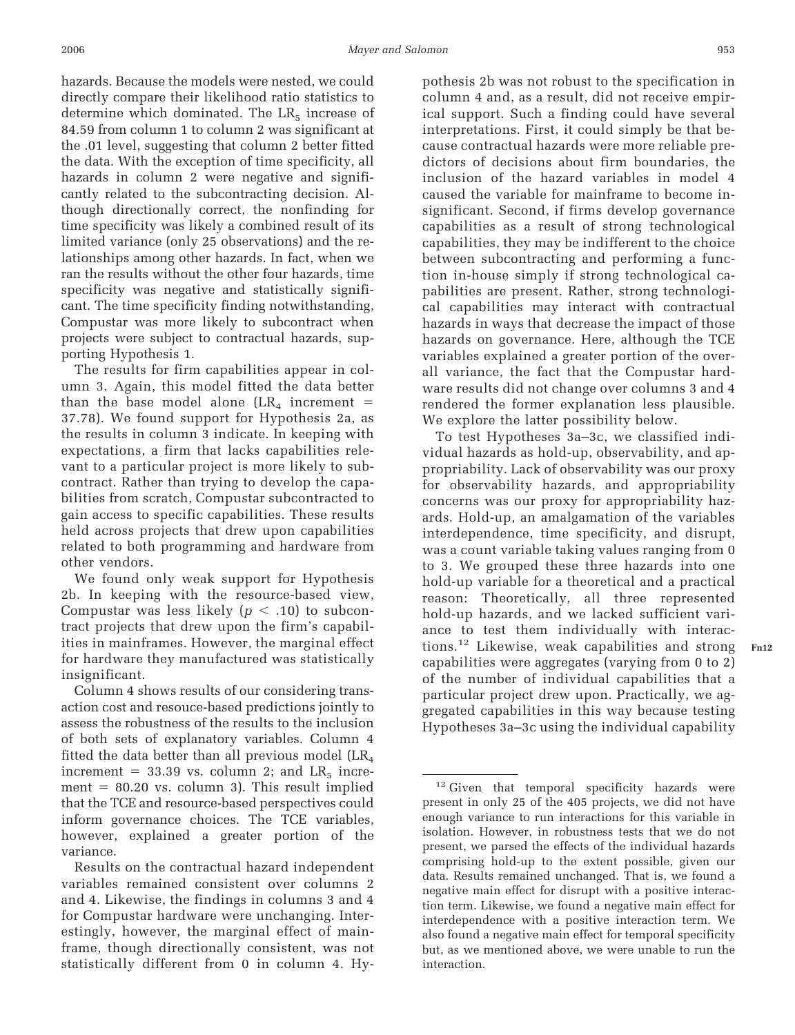hazards. Because the models were nested, we could directly compare their likelihood ratio statistics to determine which dominated. The $LR_5$ increase of 84.59 from column 1 to column 2 was significant at the .01 level, suggesting that column 2 better fitted the data. With the exception of time specificity, all hazards in column 2 were negative and significantly related to the subcontracting decision. Although directionally correct, the nonfinding for time specificity was likely a combined result of its limited variance (only 25 observations) and the relationships among other hazards. In fact, when we ran the results without the other four hazards, time specificity was negative and statistically significant. The time specificity finding notwithstanding, Compustar was more likely to subcontract when projects were subject to contractual hazards, supporting Hypothesis 1.

The results for firm capabilities appear in column 3. Again, this model fitted the data better than the base model alone ($LR_4$ increment = 37.78). We found support for Hypothesis 2a, as the results in column 3 indicate. In keeping with expectations, a firm that lacks capabilities relevant to a particular project is more likely to subcontract. Rather than trying to develop the capabilities from scratch, Compustar subcontracted to gain access to specific capabilities. These results held across projects that drew upon capabilities related to both programming and hardware from other vendors.

We found only weak support for Hypothesis 2b. In keeping with the resource-based view, Compustar was less likely ($p < .10$) to subcontract projects that drew upon the firm's capabilities in mainframes. However, the marginal effect for hardware they manufactured was statistically insignificant.

Column 4 shows results of our considering transaction cost and resouce-based predictions jointly to assess the robustness of the results to the inclusion of both sets of explanatory variables. Column 4 fitted the data better than all previous model ($LR_4$ increment = 33.39 vs. column 2; and $LR_5$ increment = 80.20 vs. column 3). This result implied that the TCE and resource-based perspectives could inform governance choices. The TCE variables, however, explained a greater portion of the variance.

Results on the contractual hazard independent variables remained consistent over columns 2 and 4. Likewise, the findings in columns 3 and 4 for Compustar hardware were unchanging. Interestingly, however, the marginal effect of mainframe, though directionally consistent, was not statistically different from 0 in column 4. Hypothesis 2b was not robust to the specification in column 4 and, as a result, did not receive empirical support. Such a finding could have several interpretations. First, it could simply be that because contractual hazards were more reliable predictors of decisions about firm boundaries, the inclusion of the hazard variables in model 4 caused the variable for mainframe to become insignificant. Second, if firms develop governance capabilities as a result of strong technological capabilities, they may be indifferent to the choice between subcontracting and performing a function in-house simply if strong technological capabilities are present. Rather, strong technological capabilities may interact with contractual hazards in ways that decrease the impact of those hazards on governance. Here, although the TCE variables explained a greater portion of the overall variance, the fact that the Compustar hardware results did not change over columns 3 and 4 rendered the former explanation less plausible. We explore the latter possibility below.

To test Hypotheses 3a–3c, we classified individual hazards as hold-up, observability, and appropriability. Lack of observability was our proxy for observability hazards, and appropriability concerns was our proxy for appropriability hazards. Hold-up, an amalgamation of the variables interdependence, time specificity, and disrupt, was a count variable taking values ranging from 0 to 3. We grouped these three hazards into one hold-up variable for a theoretical and a practical reason: Theoretically, all three represented hold-up hazards, and we lacked sufficient variance to test them individually with interactions.[12] Likewise, weak capabilities and strong capabilities were aggregates (varying from 0 to 2) of the number of individual capabilities that a particular project drew upon. Practically, we aggregated capabilities in this way because testing Hypotheses 3a–3c using the individual capability

[12] Given that temporal specificity hazards were present in only 25 of the 405 projects, we did not have enough variance to run interactions for this variable in isolation. However, in robustness tests that we do not present, we parsed the effects of the individual hazards comprising hold-up to the extent possible, given our data. Results remained unchanged. That is, we found a negative main effect for disrupt with a positive interaction term. Likewise, we found a negative main effect for interdependence with a positive interaction term. We also found a negative main effect for temporal specificity but, as we mentioned above, we were unable to run the interaction.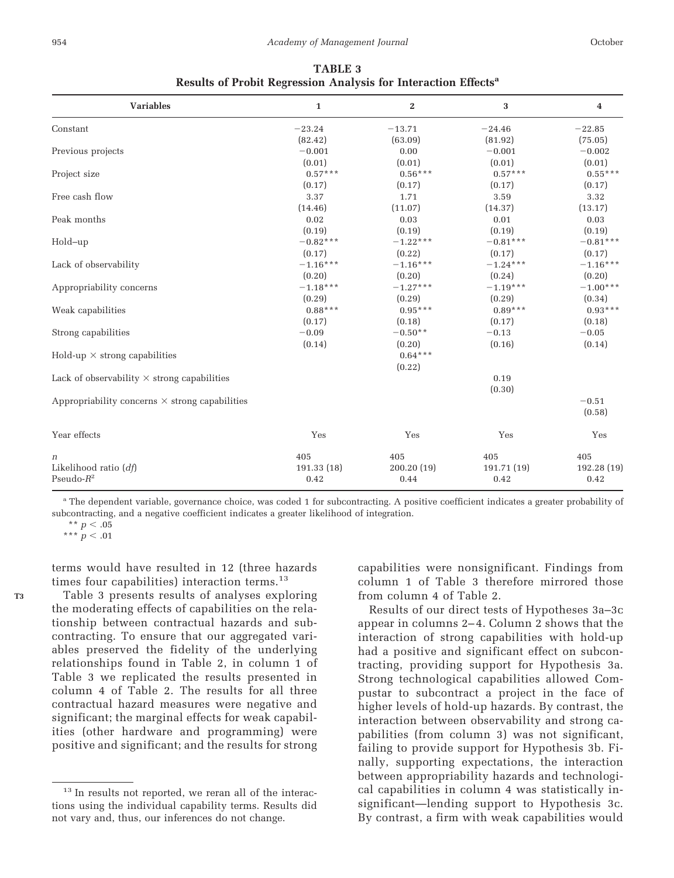**TABLE 3**
**Results of Probit Regression Analysis for Interaction Effects**[a]

| Variables | 1 | 2 | 3 | 4 |
|---|---|---|---|---|
| Constant | −23.24 | −13.71 | −24.46 | −22.85 |
| | (82.42) | (63.09) | (81.92) | (75.05) |
| Previous projects | −0.001 | 0.00 | −0.001 | −0.002 |
| | (0.01) | (0.01) | (0.01) | (0.01) |
| Project size | 0.57*** | 0.56*** | 0.57*** | 0.55*** |
| | (0.17) | (0.17) | (0.17) | (0.17) |
| Free cash flow | 3.37 | 1.71 | 3.59 | 3.32 |
| | (14.46) | (11.07) | (14.37) | (13.17) |
| Peak months | 0.02 | 0.03 | 0.01 | 0.03 |
| | (0.19) | (0.19) | (0.19) | (0.19) |
| Hold–up | −0.82*** | −1.22*** | −0.81*** | −0.81*** |
| | (0.17) | (0.22) | (0.17) | (0.17) |
| Lack of observability | −1.16*** | −1.16*** | −1.24*** | −1.16*** |
| | (0.20) | (0.20) | (0.24) | (0.20) |
| Appropriability concerns | −1.18*** | −1.27*** | −1.19*** | −1.00*** |
| | (0.29) | (0.29) | (0.29) | (0.34) |
| Weak capabilities | 0.88*** | 0.95*** | 0.89*** | 0.93*** |
| | (0.17) | (0.18) | (0.17) | (0.18) |
| Strong capabilities | −0.09 | −0.50** | −0.13 | −0.05 |
| | (0.14) | (0.20) | (0.16) | (0.14) |
| Hold-up × strong capabilities | | 0.64*** | | |
| | | (0.22) | | |
| Lack of observability × strong capabilities | | | 0.19 | |
| | | | (0.30) | |
| Appropriability concerns × strong capabilities | | | | −0.51 |
| | | | | (0.58) |
| Year effects | Yes | Yes | Yes | Yes |
| $n$ | 405 | 405 | 405 | 405 |
| Likelihood ratio ($df$) | 191.33 (18) | 200.20 (19) | 191.71 (19) | 192.28 (19) |
| Pseudo-$R^2$ | 0.42 | 0.44 | 0.42 | 0.42 |

[a] The dependent variable, governance choice, was coded 1 for subcontracting. A positive coefficient indicates a greater probability of subcontracting, and a negative coefficient indicates a greater likelihood of integration.

** $p < .05$

*** $p < .01$

terms would have resulted in 12 (three hazards times four capabilities) interaction terms.[13]

Table 3 presents results of analyses exploring the moderating effects of capabilities on the relationship between contractual hazards and subcontracting. To ensure that our aggregated variables preserved the fidelity of the underlying relationships found in Table 2, in column 1 of Table 3 we replicated the results presented in column 4 of Table 2. The results for all three contractual hazard measures were negative and significant; the marginal effects for weak capabilities (other hardware and programming) were positive and significant; and the results for strong capabilities were nonsignificant. Findings from column 1 of Table 3 therefore mirrored those from column 4 of Table 2.

Results of our direct tests of Hypotheses 3a–3c appear in columns 2–4. Column 2 shows that the interaction of strong capabilities with hold-up had a positive and significant effect on subcontracting, providing support for Hypothesis 3a. Strong technological capabilities allowed Compustar to subcontract a project in the face of higher levels of hold-up hazards. By contrast, the interaction between observability and strong capabilities (from column 3) was not significant, failing to provide support for Hypothesis 3b. Finally, supporting expectations, the interaction between appropriability hazards and technological capabilities in column 4 was statistically insignificant—lending support to Hypothesis 3c. By contrast, a firm with weak capabilities would

[13] In results not reported, we reran all of the interactions using the individual capability terms. Results did not vary and, thus, our inferences do not change.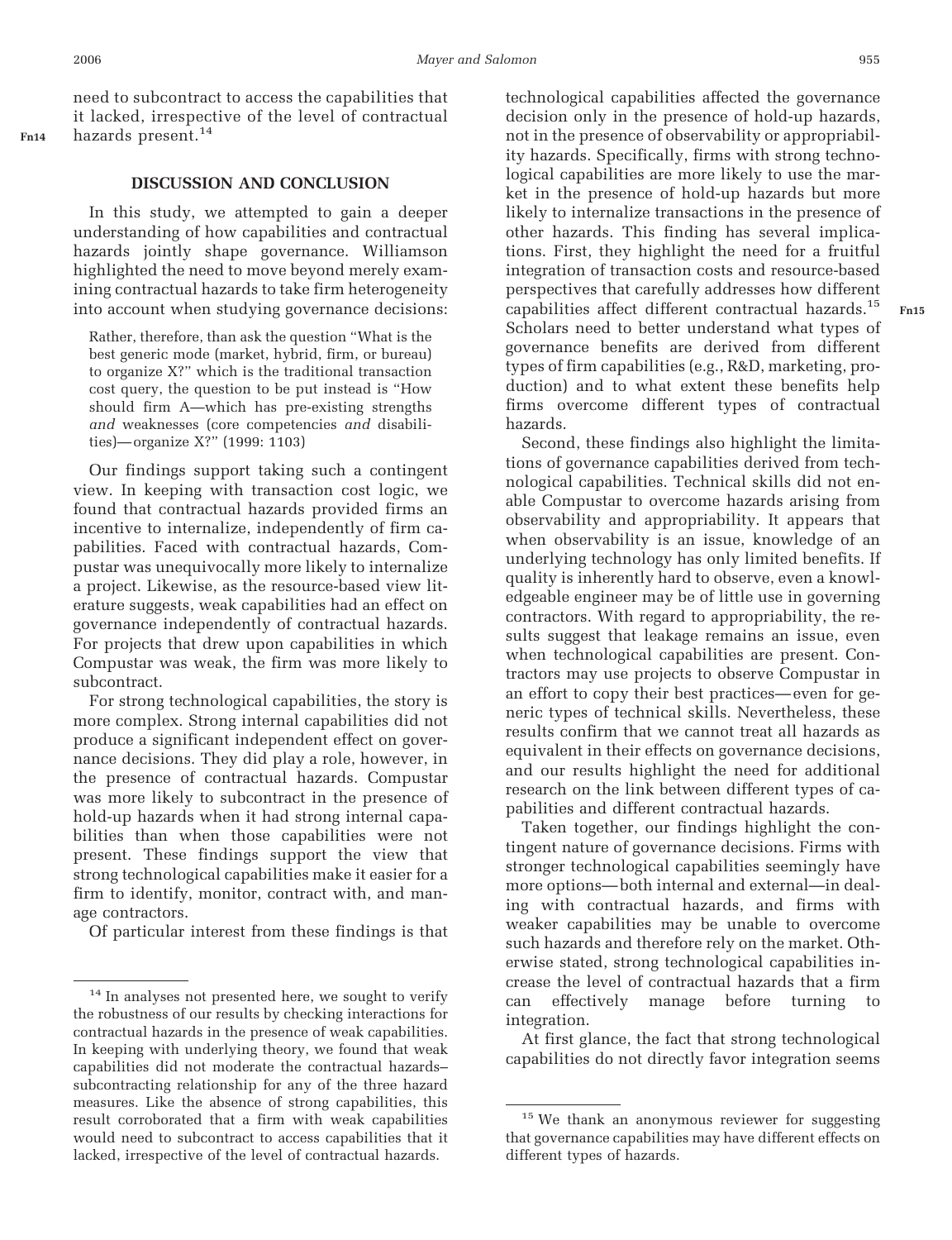need to subcontract to access the capabilities that it lacked, irrespective of the level of contractual hazards present.[14]

## DISCUSSION AND CONCLUSION

In this study, we attempted to gain a deeper understanding of how capabilities and contractual hazards jointly shape governance. Williamson highlighted the need to move beyond merely examining contractual hazards to take firm heterogeneity into account when studying governance decisions:

> Rather, therefore, than ask the question "What is the best generic mode (market, hybrid, firm, or bureau) to organize X?" which is the traditional transaction cost query, the question to be put instead is "How should firm A—which has pre-existing strengths *and* weaknesses (core competencies *and* disabilities)—organize X?" (1999: 1103)

Our findings support taking such a contingent view. In keeping with transaction cost logic, we found that contractual hazards provided firms an incentive to internalize, independently of firm capabilities. Faced with contractual hazards, Compustar was unequivocally more likely to internalize a project. Likewise, as the resource-based view literature suggests, weak capabilities had an effect on governance independently of contractual hazards. For projects that drew upon capabilities in which Compustar was weak, the firm was more likely to subcontract.

For strong technological capabilities, the story is more complex. Strong internal capabilities did not produce a significant independent effect on governance decisions. They did play a role, however, in the presence of contractual hazards. Compustar was more likely to subcontract in the presence of hold-up hazards when it had strong internal capabilities than when those capabilities were not present. These findings support the view that strong technological capabilities make it easier for a firm to identify, monitor, contract with, and manage contractors.

Of particular interest from these findings is that technological capabilities affected the governance decision only in the presence of hold-up hazards, not in the presence of observability or appropriability hazards. Specifically, firms with strong technological capabilities are more likely to use the market in the presence of hold-up hazards but more likely to internalize transactions in the presence of other hazards. This finding has several implications. First, they highlight the need for a fruitful integration of transaction costs and resource-based perspectives that carefully addresses how different capabilities affect different contractual hazards.[15] Scholars need to better understand what types of governance benefits are derived from different types of firm capabilities (e.g., R&D, marketing, production) and to what extent these benefits help firms overcome different types of contractual hazards.

Second, these findings also highlight the limitations of governance capabilities derived from technological capabilities. Technical skills did not enable Compustar to overcome hazards arising from observability and appropriability. It appears that when observability is an issue, knowledge of an underlying technology has only limited benefits. If quality is inherently hard to observe, even a knowledgeable engineer may be of little use in governing contractors. With regard to appropriability, the results suggest that leakage remains an issue, even when technological capabilities are present. Contractors may use projects to observe Compustar in an effort to copy their best practices—even for generic types of technical skills. Nevertheless, these results confirm that we cannot treat all hazards as equivalent in their effects on governance decisions, and our results highlight the need for additional research on the link between different types of capabilities and different contractual hazards.

Taken together, our findings highlight the contingent nature of governance decisions. Firms with stronger technological capabilities seemingly have more options—both internal and external—in dealing with contractual hazards, and firms with weaker capabilities may be unable to overcome such hazards and therefore rely on the market. Otherwise stated, strong technological capabilities increase the level of contractual hazards that a firm can effectively manage before turning to integration.

At first glance, the fact that strong technological capabilities do not directly favor integration seems

---

[14] In analyses not presented here, we sought to verify the robustness of our results by checking interactions for contractual hazards in the presence of weak capabilities. In keeping with underlying theory, we found that weak capabilities did not moderate the contractual hazards–subcontracting relationship for any of the three hazard measures. Like the absence of strong capabilities, this result corroborated that a firm with weak capabilities would need to subcontract to access capabilities that it lacked, irrespective of the level of contractual hazards.

[15] We thank an anonymous reviewer for suggesting that governance capabilities may have different effects on different types of hazards.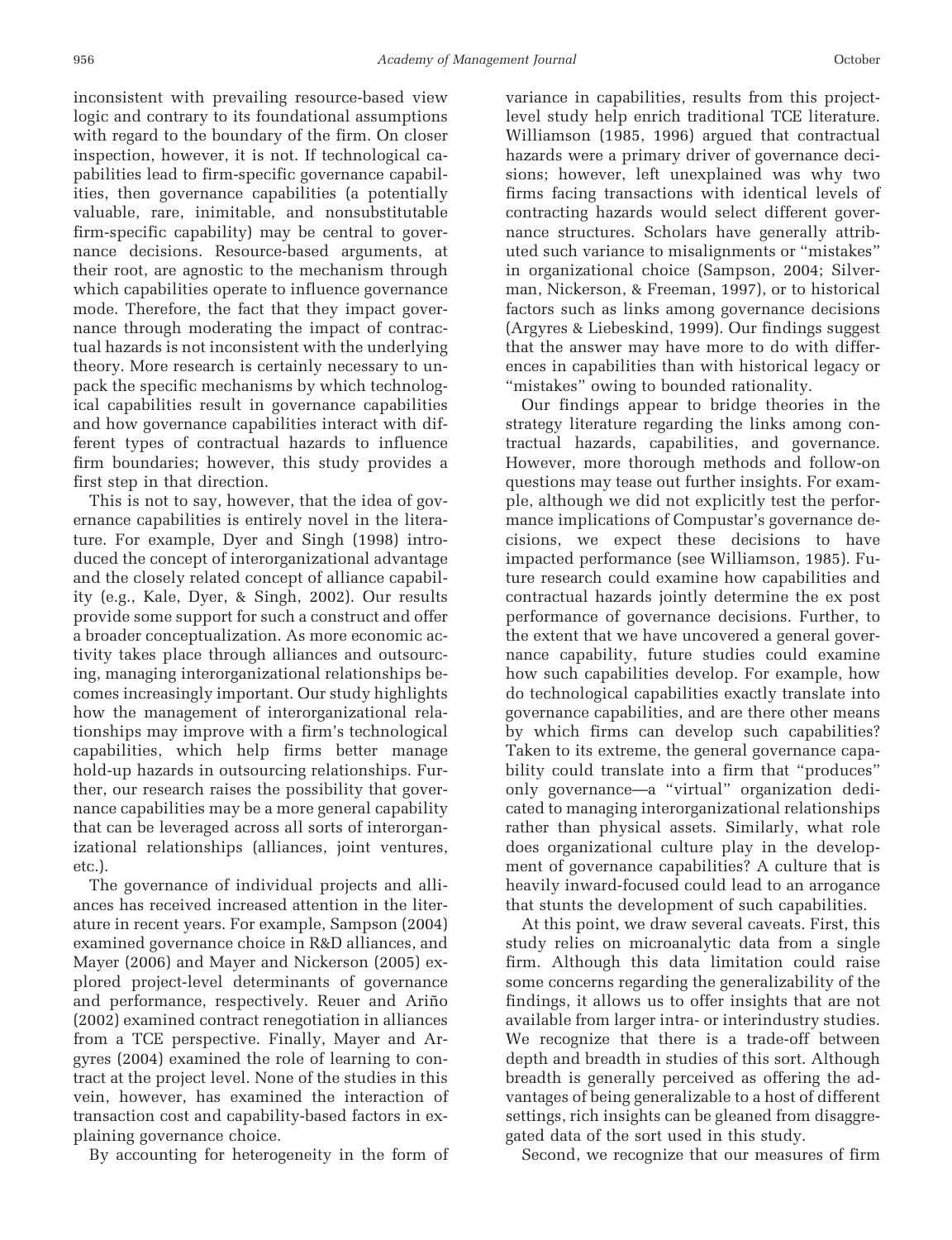inconsistent with prevailing resource-based view logic and contrary to its foundational assumptions with regard to the boundary of the firm. On closer inspection, however, it is not. If technological capabilities lead to firm-specific governance capabilities, then governance capabilities (a potentially valuable, rare, inimitable, and nonsubstitutable firm-specific capability) may be central to governance decisions. Resource-based arguments, at their root, are agnostic to the mechanism through which capabilities operate to influence governance mode. Therefore, the fact that they impact governance through moderating the impact of contractual hazards is not inconsistent with the underlying theory. More research is certainly necessary to unpack the specific mechanisms by which technological capabilities result in governance capabilities and how governance capabilities interact with different types of contractual hazards to influence firm boundaries; however, this study provides a first step in that direction.

This is not to say, however, that the idea of governance capabilities is entirely novel in the literature. For example, Dyer and Singh (1998) introduced the concept of interorganizational advantage and the closely related concept of alliance capability (e.g., Kale, Dyer, & Singh, 2002). Our results provide some support for such a construct and offer a broader conceptualization. As more economic activity takes place through alliances and outsourcing, managing interorganizational relationships becomes increasingly important. Our study highlights how the management of interorganizational relationships may improve with a firm's technological capabilities, which help firms better manage hold-up hazards in outsourcing relationships. Further, our research raises the possibility that governance capabilities may be a more general capability that can be leveraged across all sorts of interorganizational relationships (alliances, joint ventures, etc.).

The governance of individual projects and alliances has received increased attention in the literature in recent years. For example, Sampson (2004) examined governance choice in R&D alliances, and Mayer (2006) and Mayer and Nickerson (2005) explored project-level determinants of governance and performance, respectively. Reuer and Ariño (2002) examined contract renegotiation in alliances from a TCE perspective. Finally, Mayer and Argyres (2004) examined the role of learning to contract at the project level. None of the studies in this vein, however, has examined the interaction of transaction cost and capability-based factors in explaining governance choice.

By accounting for heterogeneity in the form of variance in capabilities, results from this project-level study help enrich traditional TCE literature. Williamson (1985, 1996) argued that contractual hazards were a primary driver of governance decisions; however, left unexplained was why two firms facing transactions with identical levels of contracting hazards would select different governance structures. Scholars have generally attributed such variance to misalignments or "mistakes" in organizational choice (Sampson, 2004; Silverman, Nickerson, & Freeman, 1997), or to historical factors such as links among governance decisions (Argyres & Liebeskind, 1999). Our findings suggest that the answer may have more to do with differences in capabilities than with historical legacy or "mistakes" owing to bounded rationality.

Our findings appear to bridge theories in the strategy literature regarding the links among contractual hazards, capabilities, and governance. However, more thorough methods and follow-on questions may tease out further insights. For example, although we did not explicitly test the performance implications of Compustar's governance decisions, we expect these decisions to have impacted performance (see Williamson, 1985). Future research could examine how capabilities and contractual hazards jointly determine the ex post performance of governance decisions. Further, to the extent that we have uncovered a general governance capability, future studies could examine how such capabilities develop. For example, how do technological capabilities exactly translate into governance capabilities, and are there other means by which firms can develop such capabilities? Taken to its extreme, the general governance capability could translate into a firm that "produces" only governance—a "virtual" organization dedicated to managing interorganizational relationships rather than physical assets. Similarly, what role does organizational culture play in the development of governance capabilities? A culture that is heavily inward-focused could lead to an arrogance that stunts the development of such capabilities.

At this point, we draw several caveats. First, this study relies on microanalytic data from a single firm. Although this data limitation could raise some concerns regarding the generalizability of the findings, it allows us to offer insights that are not available from larger intra- or interindustry studies. We recognize that there is a trade-off between depth and breadth in studies of this sort. Although breadth is generally perceived as offering the advantages of being generalizable to a host of different settings, rich insights can be gleaned from disaggregated data of the sort used in this study.

Second, we recognize that our measures of firm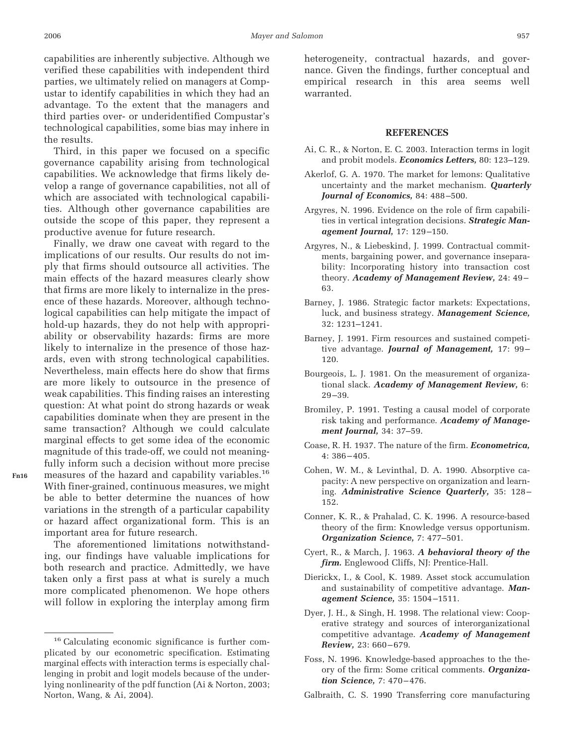capabilities are inherently subjective. Although we verified these capabilities with independent third parties, we ultimately relied on managers at Compustar to identify capabilities in which they had an advantage. To the extent that the managers and third parties over- or underidentified Compustar's technological capabilities, some bias may inhere in the results.

Third, in this paper we focused on a specific governance capability arising from technological capabilities. We acknowledge that firms likely develop a range of governance capabilities, not all of which are associated with technological capabilities. Although other governance capabilities are outside the scope of this paper, they represent a productive avenue for future research.

Finally, we draw one caveat with regard to the implications of our results. Our results do not imply that firms should outsource all activities. The main effects of the hazard measures clearly show that firms are more likely to internalize in the presence of these hazards. Moreover, although technological capabilities can help mitigate the impact of hold-up hazards, they do not help with appropriability or observability hazards: firms are more likely to internalize in the presence of those hazards, even with strong technological capabilities. Nevertheless, main effects here do show that firms are more likely to outsource in the presence of weak capabilities. This finding raises an interesting question: At what point do strong hazards or weak capabilities dominate when they are present in the same transaction? Although we could calculate marginal effects to get some idea of the economic magnitude of this trade-off, we could not meaningfully inform such a decision without more precise measures of the hazard and capability variables.[16] With finer-grained, continuous measures, we might be able to better determine the nuances of how variations in the strength of a particular capability or hazard affect organizational form. This is an important area for future research.

The aforementioned limitations notwithstanding, our findings have valuable implications for both research and practice. Admittedly, we have taken only a first pass at what is surely a much more complicated phenomenon. We hope others will follow in exploring the interplay among firm heterogeneity, contractual hazards, and governance. Given the findings, further conceptual and empirical research in this area seems well warranted.

[16] Calculating economic significance is further complicated by our econometric specification. Estimating marginal effects with interaction terms is especially challenging in probit and logit models because of the underlying nonlinearity of the pdf function (Ai & Norton, 2003; Norton, Wang, & Ai, 2004).

## REFERENCES

Ai, C. R., & Norton, E. C. 2003. Interaction terms in logit and probit models. ***Economics Letters,*** 80: 123–129.

Akerlof, G. A. 1970. The market for lemons: Qualitative uncertainty and the market mechanism. ***Quarterly Journal of Economics,*** 84: 488–500.

Argyres, N. 1996. Evidence on the role of firm capabilities in vertical integration decisions. ***Strategic Management Journal,*** 17: 129–150.

Argyres, N., & Liebeskind, J. 1999. Contractual commitments, bargaining power, and governance inseparability: Incorporating history into transaction cost theory. ***Academy of Management Review,*** 24: 49–63.

Barney, J. 1986. Strategic factor markets: Expectations, luck, and business strategy. ***Management Science,*** 32: 1231–1241.

Barney, J. 1991. Firm resources and sustained competitive advantage. ***Journal of Management,*** 17: 99–120.

Bourgeois, L. J. 1981. On the measurement of organizational slack. ***Academy of Management Review,*** 6: 29–39.

Bromiley, P. 1991. Testing a causal model of corporate risk taking and performance. ***Academy of Management Journal,*** 34: 37–59.

Coase, R. H. 1937. The nature of the firm. ***Econometrica,*** 4: 386–405.

Cohen, W. M., & Levinthal, D. A. 1990. Absorptive capacity: A new perspective on organization and learning. ***Administrative Science Quarterly,*** 35: 128–152.

Conner, K. R., & Prahalad, C. K. 1996. A resource-based theory of the firm: Knowledge versus opportunism. ***Organization Science,*** 7: 477–501.

Cyert, R., & March, J. 1963. ***A behavioral theory of the firm.*** Englewood Cliffs, NJ: Prentice-Hall.

Dierickx, I., & Cool, K. 1989. Asset stock accumulation and sustainability of competitive advantage. ***Management Science,*** 35: 1504–1511.

Dyer, J. H., & Singh, H. 1998. The relational view: Cooperative strategy and sources of interorganizational competitive advantage. ***Academy of Management Review,*** 23: 660–679.

Foss, N. 1996. Knowledge-based approaches to the theory of the firm: Some critical comments. ***Organization Science,*** 7: 470–476.

Galbraith, C. S. 1990 Transferring core manufacturing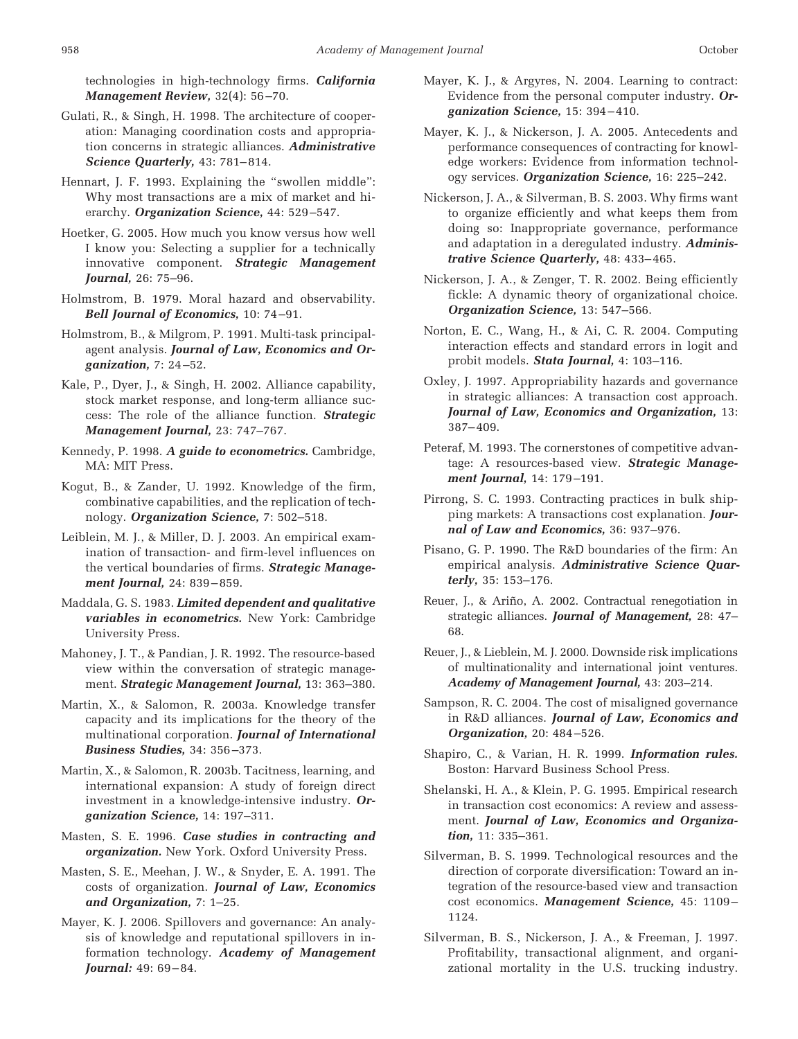technologies in high-technology firms. ***California Management Review,*** 32(4): 56–70.

Gulati, R., & Singh, H. 1998. The architecture of cooperation: Managing coordination costs and appropriation concerns in strategic alliances. ***Administrative Science Quarterly,*** 43: 781–814.

Hennart, J. F. 1993. Explaining the "swollen middle": Why most transactions are a mix of market and hierarchy. ***Organization Science,*** 44: 529–547.

Hoetker, G. 2005. How much you know versus how well I know you: Selecting a supplier for a technically innovative component. ***Strategic Management Journal,*** 26: 75–96.

Holmstrom, B. 1979. Moral hazard and observability. ***Bell Journal of Economics,*** 10: 74–91.

Holmstrom, B., & Milgrom, P. 1991. Multi-task principal-agent analysis. ***Journal of Law, Economics and Organization,*** 7: 24–52.

Kale, P., Dyer, J., & Singh, H. 2002. Alliance capability, stock market response, and long-term alliance success: The role of the alliance function. ***Strategic Management Journal,*** 23: 747–767.

Kennedy, P. 1998. ***A guide to econometrics.*** Cambridge, MA: MIT Press.

Kogut, B., & Zander, U. 1992. Knowledge of the firm, combinative capabilities, and the replication of technology. ***Organization Science,*** 7: 502–518.

Leiblein, M. J., & Miller, D. J. 2003. An empirical examination of transaction- and firm-level influences on the vertical boundaries of firms. ***Strategic Management Journal,*** 24: 839–859.

Maddala, G. S. 1983. ***Limited dependent and qualitative variables in econometrics.*** New York: Cambridge University Press.

Mahoney, J. T., & Pandian, J. R. 1992. The resource-based view within the conversation of strategic management. ***Strategic Management Journal,*** 13: 363–380.

Martin, X., & Salomon, R. 2003a. Knowledge transfer capacity and its implications for the theory of the multinational corporation. ***Journal of International Business Studies,*** 34: 356–373.

Martin, X., & Salomon, R. 2003b. Tacitness, learning, and international expansion: A study of foreign direct investment in a knowledge-intensive industry. ***Organization Science,*** 14: 197–311.

Masten, S. E. 1996. ***Case studies in contracting and organization.*** New York. Oxford University Press.

Masten, S. E., Meehan, J. W., & Snyder, E. A. 1991. The costs of organization. ***Journal of Law, Economics and Organization,*** 7: 1–25.

Mayer, K. J. 2006. Spillovers and governance: An analysis of knowledge and reputational spillovers in information technology. ***Academy of Management Journal:*** 49: 69–84.

Mayer, K. J., & Argyres, N. 2004. Learning to contract: Evidence from the personal computer industry. ***Organization Science,*** 15: 394–410.

Mayer, K. J., & Nickerson, J. A. 2005. Antecedents and performance consequences of contracting for knowledge workers: Evidence from information technology services. ***Organization Science,*** 16: 225–242.

Nickerson, J. A., & Silverman, B. S. 2003. Why firms want to organize efficiently and what keeps them from doing so: Inappropriate governance, performance and adaptation in a deregulated industry. ***Administrative Science Quarterly,*** 48: 433–465.

Nickerson, J. A., & Zenger, T. R. 2002. Being efficiently fickle: A dynamic theory of organizational choice. ***Organization Science,*** 13: 547–566.

Norton, E. C., Wang, H., & Ai, C. R. 2004. Computing interaction effects and standard errors in logit and probit models. ***Stata Journal,*** 4: 103–116.

Oxley, J. 1997. Appropriability hazards and governance in strategic alliances: A transaction cost approach. ***Journal of Law, Economics and Organization,*** 13: 387–409.

Peteraf, M. 1993. The cornerstones of competitive advantage: A resources-based view. ***Strategic Management Journal,*** 14: 179–191.

Pirrong, S. C. 1993. Contracting practices in bulk shipping markets: A transactions cost explanation. ***Journal of Law and Economics,*** 36: 937–976.

Pisano, G. P. 1990. The R&D boundaries of the firm: An empirical analysis. ***Administrative Science Quarterly,*** 35: 153–176.

Reuer, J., & Ariño, A. 2002. Contractual renegotiation in strategic alliances. ***Journal of Management,*** 28: 47–68.

Reuer, J., & Lieblein, M. J. 2000. Downside risk implications of multinationality and international joint ventures. ***Academy of Management Journal,*** 43: 203–214.

Sampson, R. C. 2004. The cost of misaligned governance in R&D alliances. ***Journal of Law, Economics and Organization,*** 20: 484–526.

Shapiro, C., & Varian, H. R. 1999. ***Information rules.*** Boston: Harvard Business School Press.

Shelanski, H. A., & Klein, P. G. 1995. Empirical research in transaction cost economics: A review and assessment. ***Journal of Law, Economics and Organization,*** 11: 335–361.

Silverman, B. S. 1999. Technological resources and the direction of corporate diversification: Toward an integration of the resource-based view and transaction cost economics. ***Management Science,*** 45: 1109–1124.

Silverman, B. S., Nickerson, J. A., & Freeman, J. 1997. Profitability, transactional alignment, and organizational mortality in the U.S. trucking industry.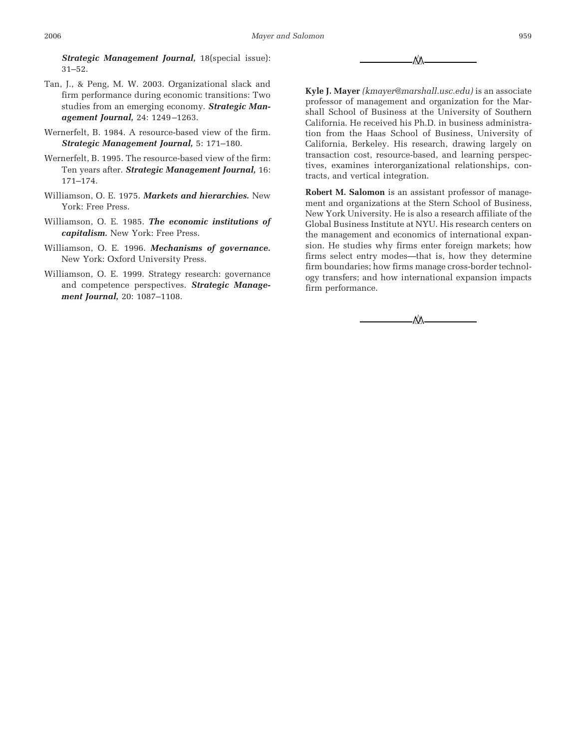*Strategic Management Journal,* 18(special issue): 31–52.

Tan, J., & Peng, M. W. 2003. Organizational slack and firm performance during economic transitions: Two studies from an emerging economy. ***Strategic Management Journal,*** 24: 1249–1263.

Wernerfelt, B. 1984. A resource-based view of the firm. ***Strategic Management Journal,*** 5: 171–180.

Wernerfelt, B. 1995. The resource-based view of the firm: Ten years after. ***Strategic Management Journal,*** 16: 171–174.

Williamson, O. E. 1975. ***Markets and hierarchies.*** New York: Free Press.

Williamson, O. E. 1985. ***The economic institutions of capitalism.*** New York: Free Press.

Williamson, O. E. 1996. ***Mechanisms of governance.*** New York: Oxford University Press.

Williamson, O. E. 1999. Strategy research: governance and competence perspectives. ***Strategic Management Journal,*** 20: 1087–1108.

---

**Kyle J. Mayer** *(kmayer@marshall.usc.edu)* is an associate professor of management and organization for the Marshall School of Business at the University of Southern California. He received his Ph.D. in business administration from the Haas School of Business, University of California, Berkeley. His research, drawing largely on transaction cost, resource-based, and learning perspectives, examines interorganizational relationships, contracts, and vertical integration.

**Robert M. Salomon** is an assistant professor of management and organizations at the Stern School of Business, New York University. He is also a research affiliate of the Global Business Institute at NYU. His research centers on the management and economics of international expansion. He studies why firms enter foreign markets; how firms select entry modes—that is, how they determine firm boundaries; how firms manage cross-border technology transfers; and how international expansion impacts firm performance.

---